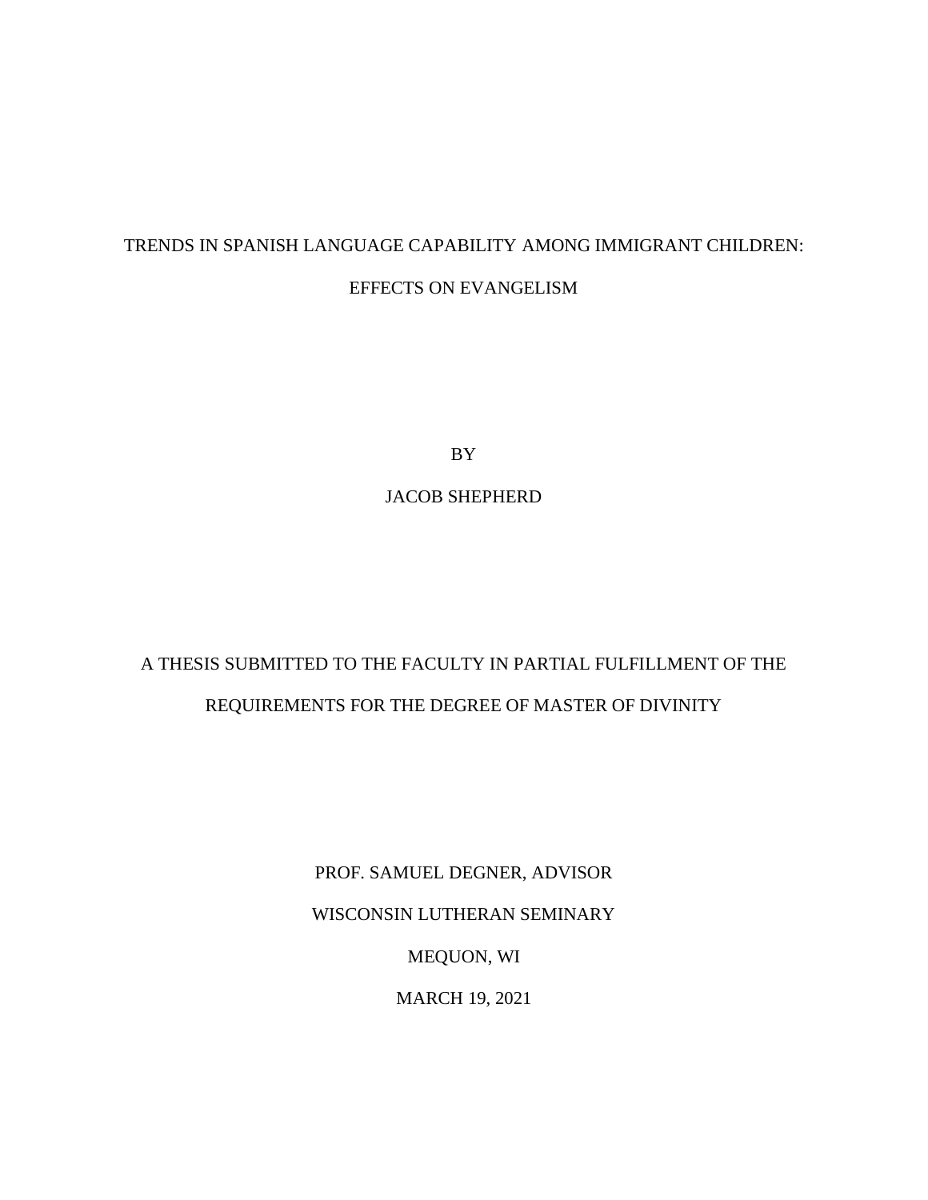# TRENDS IN SPANISH LANGUAGE CAPABILITY AMONG IMMIGRANT CHILDREN: EFFECTS ON EVANGELISM

BY

JACOB SHEPHERD

A THESIS SUBMITTED TO THE FACULTY IN PARTIAL FULFILLMENT OF THE REQUIREMENTS FOR THE DEGREE OF MASTER OF DIVINITY

PROF. SAMUEL DEGNER, ADVISOR

WISCONSIN LUTHERAN SEMINARY

MEQUON, WI

MARCH 19, 2021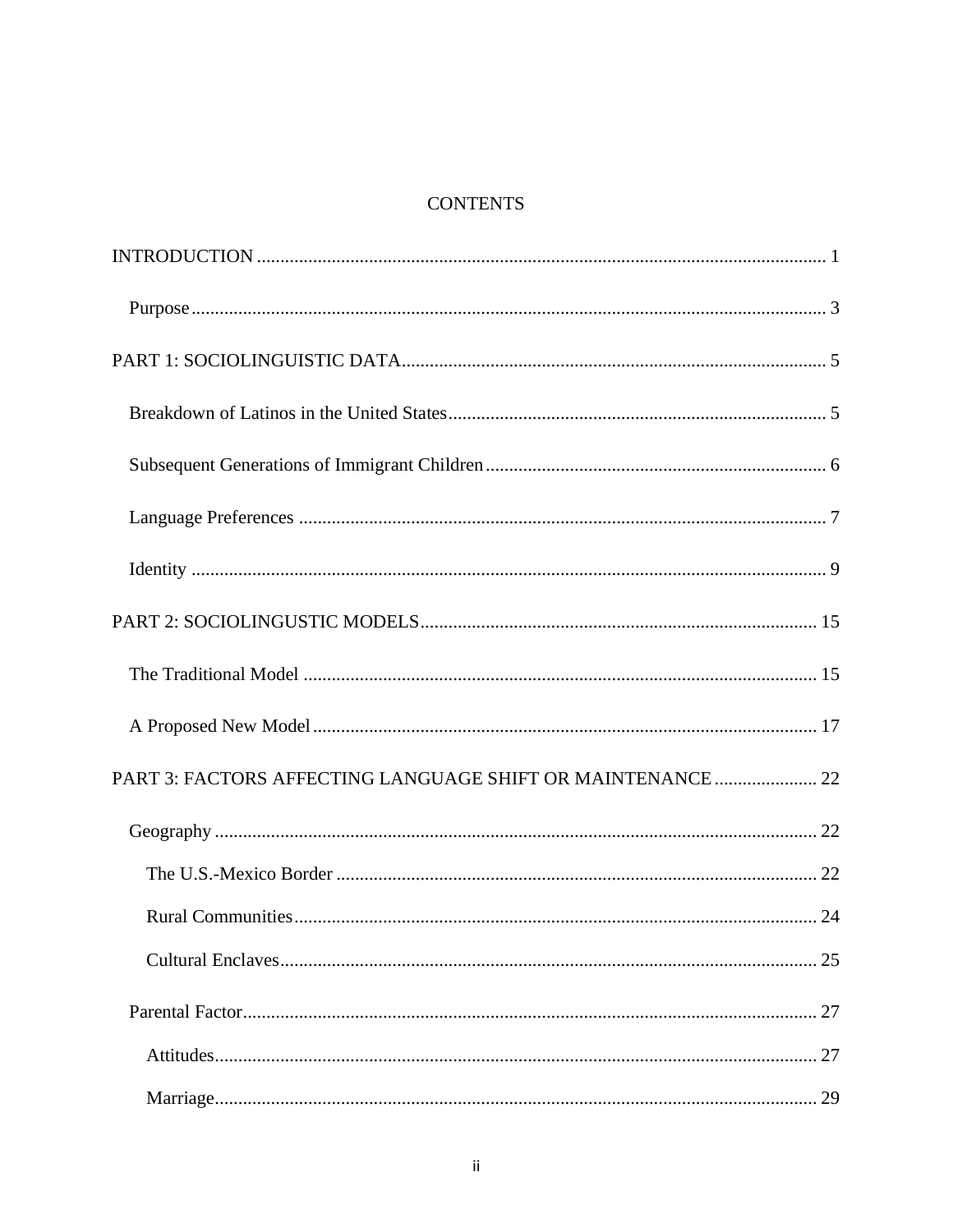# CONTENTS

INTRODUCTION ........................................................................................................................ 1

Purpose ...................................................................................................................................... 3

PART 1: SOCIOLINGUISTIC DATA ........................................................................................... 5

Breakdown of Latinos in the United States ................................................................................ 5

Subsequent Generations of Immigrant Children ........................................................................ 6

Language Preferences ............................................................................................................... 7

Identity ...................................................................................................................................... 9

PART 2: SOCIOLINGUSTIC MODELS ..................................................................................... 15

The Traditional Model ............................................................................................................. 15

A Proposed New Model .......................................................................................................... 17

PART 3: FACTORS AFFECTING LANGUAGE SHIFT OR MAINTENANCE ...................... 22

Geography ............................................................................................................................... 22

The U.S.-Mexico Border ...................................................................................................... 22

Rural Communities ............................................................................................................... 24

Cultural Enclaves .................................................................................................................. 25

Parental Factor ......................................................................................................................... 27

Attitudes ................................................................................................................................ 27

Marriage ................................................................................................................................ 29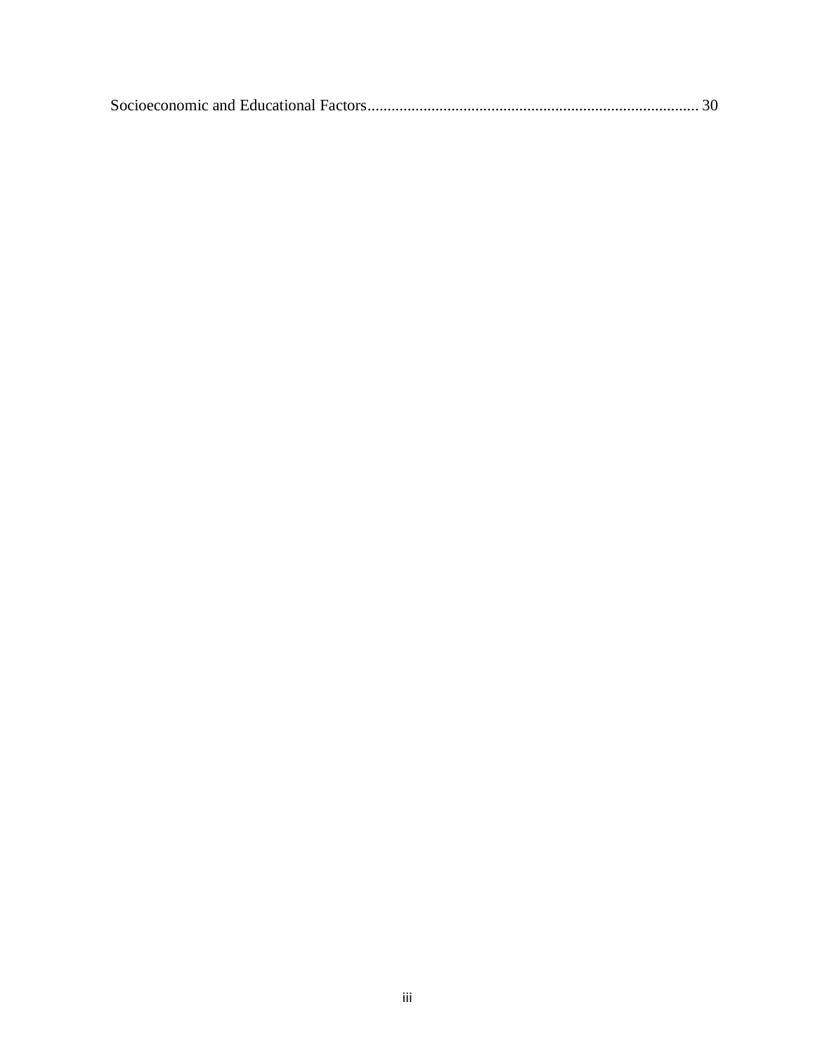Socioeconomic and Educational Factors................................................................................... 30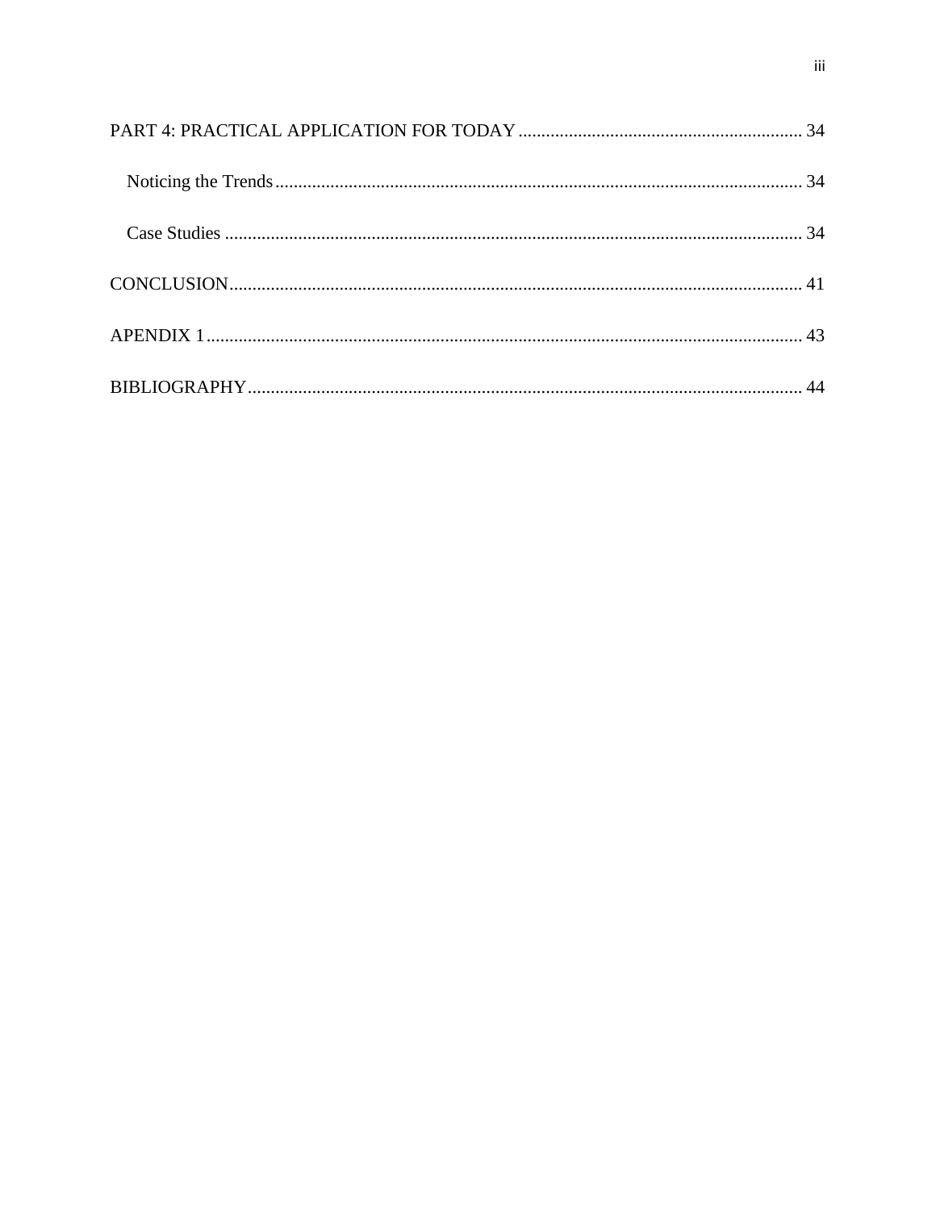PART 4: PRACTICAL APPLICATION FOR TODAY .......... 34

Noticing the Trends .......... 34

Case Studies .......... 34

CONCLUSION .......... 41

APENDIX 1 .......... 43

BIBLIOGRAPHY .......... 44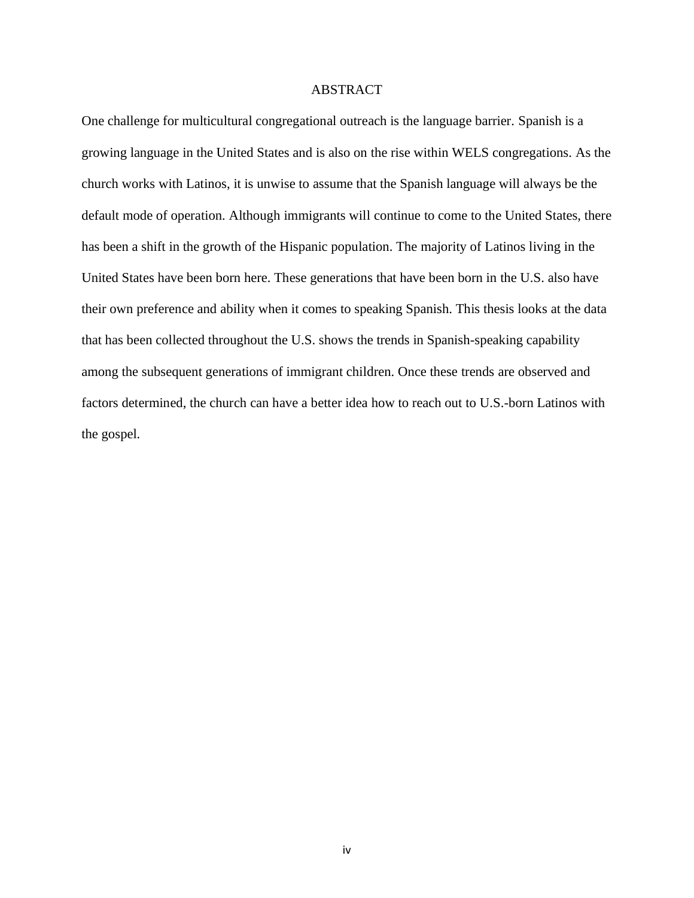# ABSTRACT

One challenge for multicultural congregational outreach is the language barrier. Spanish is a growing language in the United States and is also on the rise within WELS congregations. As the church works with Latinos, it is unwise to assume that the Spanish language will always be the default mode of operation. Although immigrants will continue to come to the United States, there has been a shift in the growth of the Hispanic population. The majority of Latinos living in the United States have been born here. These generations that have been born in the U.S. also have their own preference and ability when it comes to speaking Spanish. This thesis looks at the data that has been collected throughout the U.S. shows the trends in Spanish-speaking capability among the subsequent generations of immigrant children. Once these trends are observed and factors determined, the church can have a better idea how to reach out to U.S.-born Latinos with the gospel.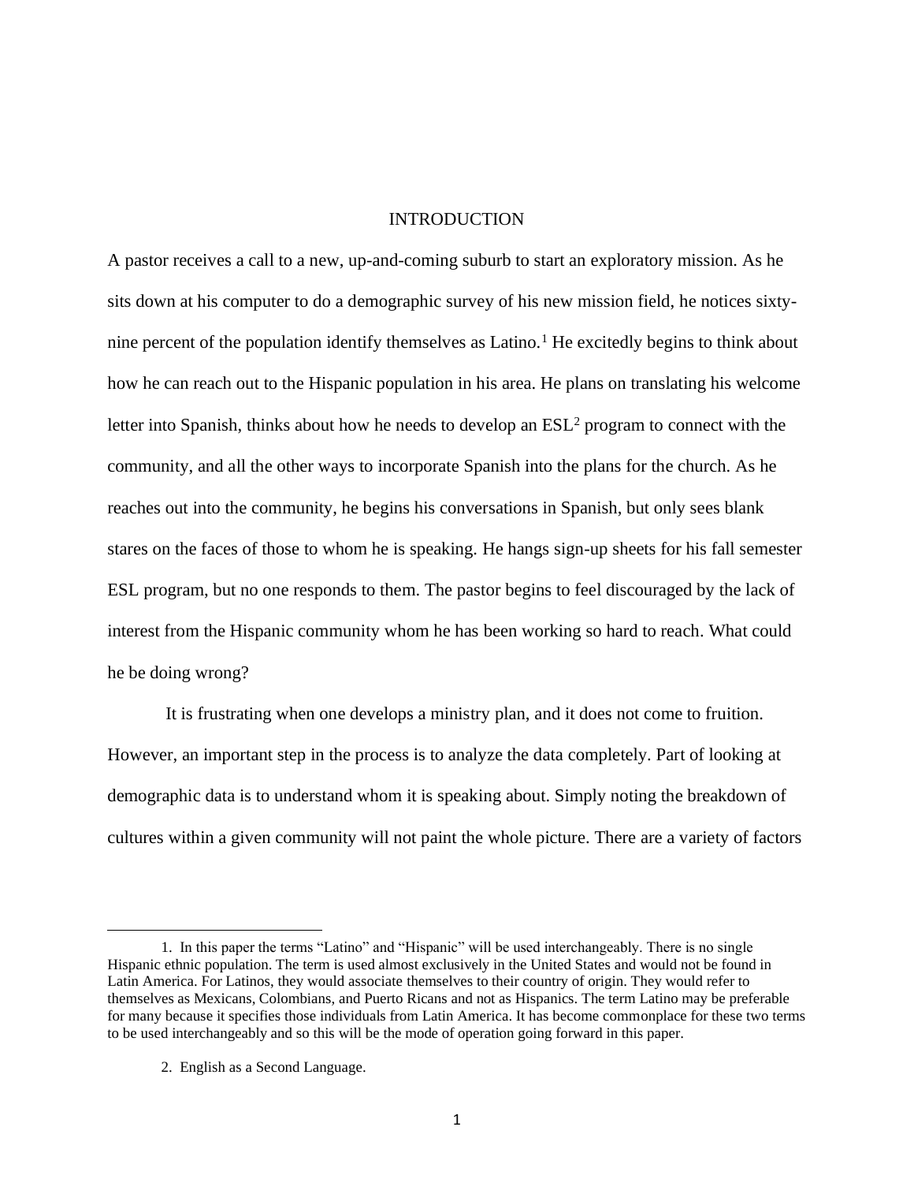# INTRODUCTION

A pastor receives a call to a new, up-and-coming suburb to start an exploratory mission. As he sits down at his computer to do a demographic survey of his new mission field, he notices sixty-nine percent of the population identify themselves as Latino.[1] He excitedly begins to think about how he can reach out to the Hispanic population in his area. He plans on translating his welcome letter into Spanish, thinks about how he needs to develop an ESL[2] program to connect with the community, and all the other ways to incorporate Spanish into the plans for the church. As he reaches out into the community, he begins his conversations in Spanish, but only sees blank stares on the faces of those to whom he is speaking. He hangs sign-up sheets for his fall semester ESL program, but no one responds to them. The pastor begins to feel discouraged by the lack of interest from the Hispanic community whom he has been working so hard to reach. What could he be doing wrong?

It is frustrating when one develops a ministry plan, and it does not come to fruition. However, an important step in the process is to analyze the data completely. Part of looking at demographic data is to understand whom it is speaking about. Simply noting the breakdown of cultures within a given community will not paint the whole picture. There are a variety of factors

---

1. In this paper the terms “Latino” and “Hispanic” will be used interchangeably. There is no single Hispanic ethnic population. The term is used almost exclusively in the United States and would not be found in Latin America. For Latinos, they would associate themselves to their country of origin. They would refer to themselves as Mexicans, Colombians, and Puerto Ricans and not as Hispanics. The term Latino may be preferable for many because it specifies those individuals from Latin America. It has become commonplace for these two terms to be used interchangeably and so this will be the mode of operation going forward in this paper.

2. English as a Second Language.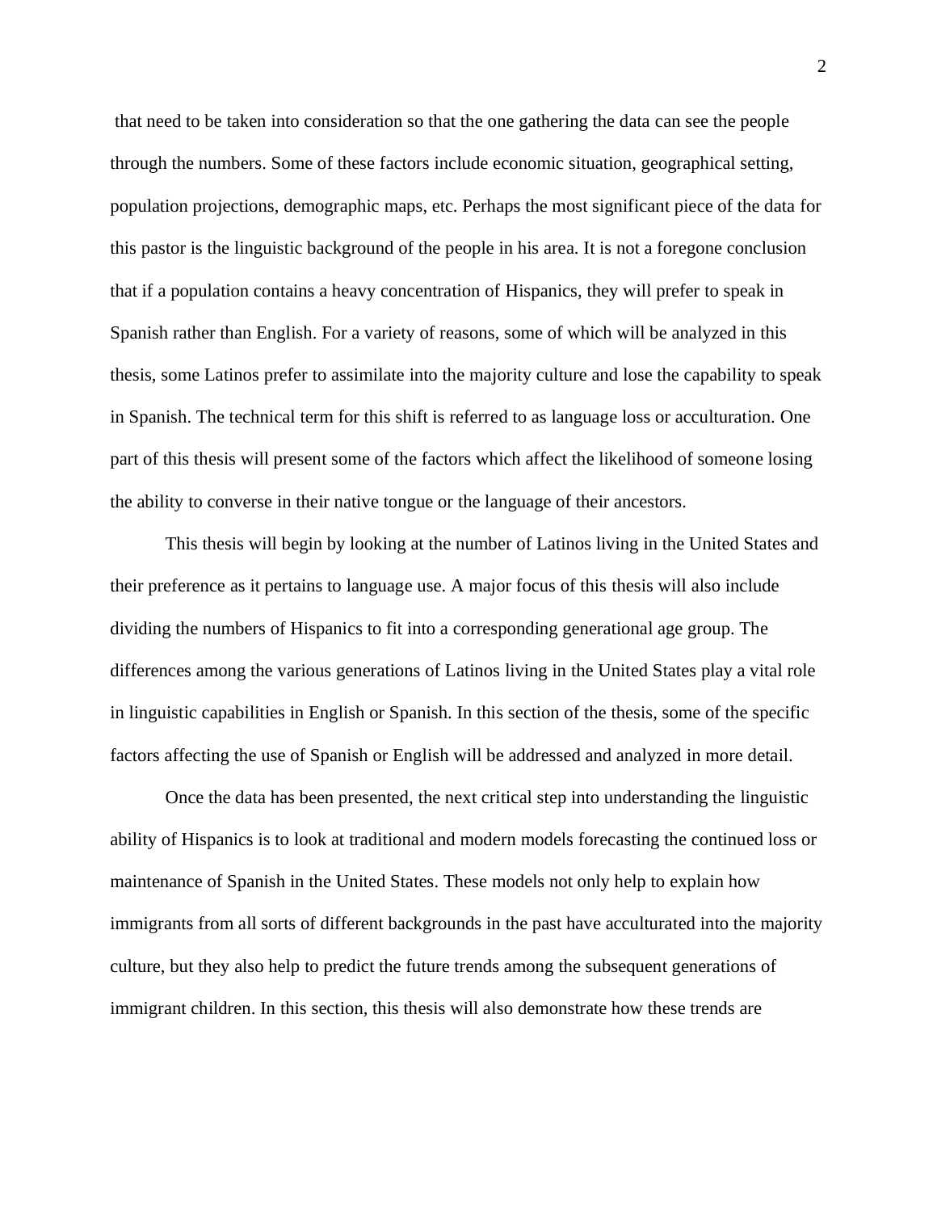that need to be taken into consideration so that the one gathering the data can see the people through the numbers. Some of these factors include economic situation, geographical setting, population projections, demographic maps, etc. Perhaps the most significant piece of the data for this pastor is the linguistic background of the people in his area. It is not a foregone conclusion that if a population contains a heavy concentration of Hispanics, they will prefer to speak in Spanish rather than English. For a variety of reasons, some of which will be analyzed in this thesis, some Latinos prefer to assimilate into the majority culture and lose the capability to speak in Spanish. The technical term for this shift is referred to as language loss or acculturation. One part of this thesis will present some of the factors which affect the likelihood of someone losing the ability to converse in their native tongue or the language of their ancestors.

This thesis will begin by looking at the number of Latinos living in the United States and their preference as it pertains to language use. A major focus of this thesis will also include dividing the numbers of Hispanics to fit into a corresponding generational age group. The differences among the various generations of Latinos living in the United States play a vital role in linguistic capabilities in English or Spanish. In this section of the thesis, some of the specific factors affecting the use of Spanish or English will be addressed and analyzed in more detail.

Once the data has been presented, the next critical step into understanding the linguistic ability of Hispanics is to look at traditional and modern models forecasting the continued loss or maintenance of Spanish in the United States. These models not only help to explain how immigrants from all sorts of different backgrounds in the past have acculturated into the majority culture, but they also help to predict the future trends among the subsequent generations of immigrant children. In this section, this thesis will also demonstrate how these trends are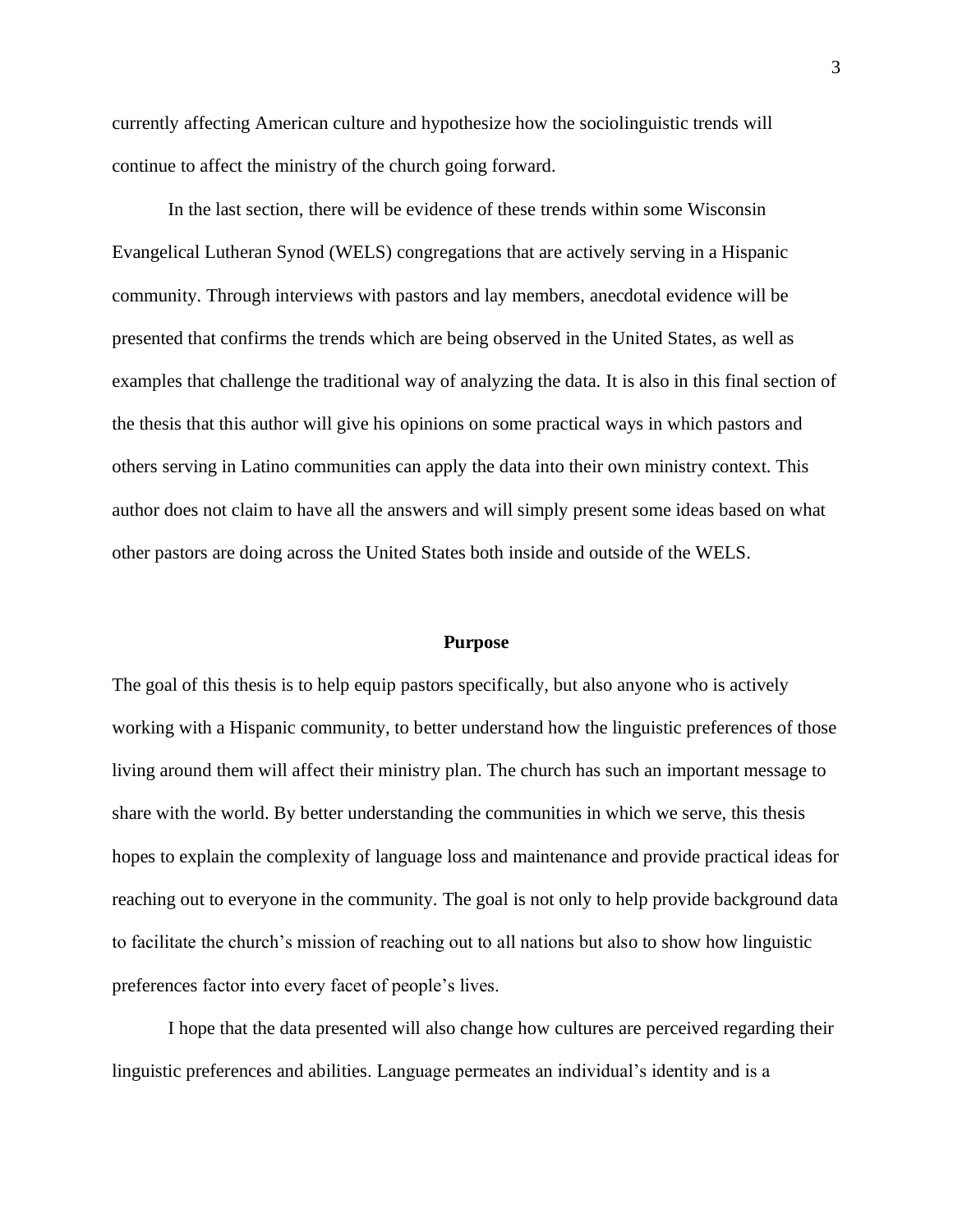currently affecting American culture and hypothesize how the sociolinguistic trends will continue to affect the ministry of the church going forward.

In the last section, there will be evidence of these trends within some Wisconsin Evangelical Lutheran Synod (WELS) congregations that are actively serving in a Hispanic community. Through interviews with pastors and lay members, anecdotal evidence will be presented that confirms the trends which are being observed in the United States, as well as examples that challenge the traditional way of analyzing the data. It is also in this final section of the thesis that this author will give his opinions on some practical ways in which pastors and others serving in Latino communities can apply the data into their own ministry context. This author does not claim to have all the answers and will simply present some ideas based on what other pastors are doing across the United States both inside and outside of the WELS.

## Purpose

The goal of this thesis is to help equip pastors specifically, but also anyone who is actively working with a Hispanic community, to better understand how the linguistic preferences of those living around them will affect their ministry plan. The church has such an important message to share with the world. By better understanding the communities in which we serve, this thesis hopes to explain the complexity of language loss and maintenance and provide practical ideas for reaching out to everyone in the community. The goal is not only to help provide background data to facilitate the church's mission of reaching out to all nations but also to show how linguistic preferences factor into every facet of people's lives.

I hope that the data presented will also change how cultures are perceived regarding their linguistic preferences and abilities. Language permeates an individual's identity and is a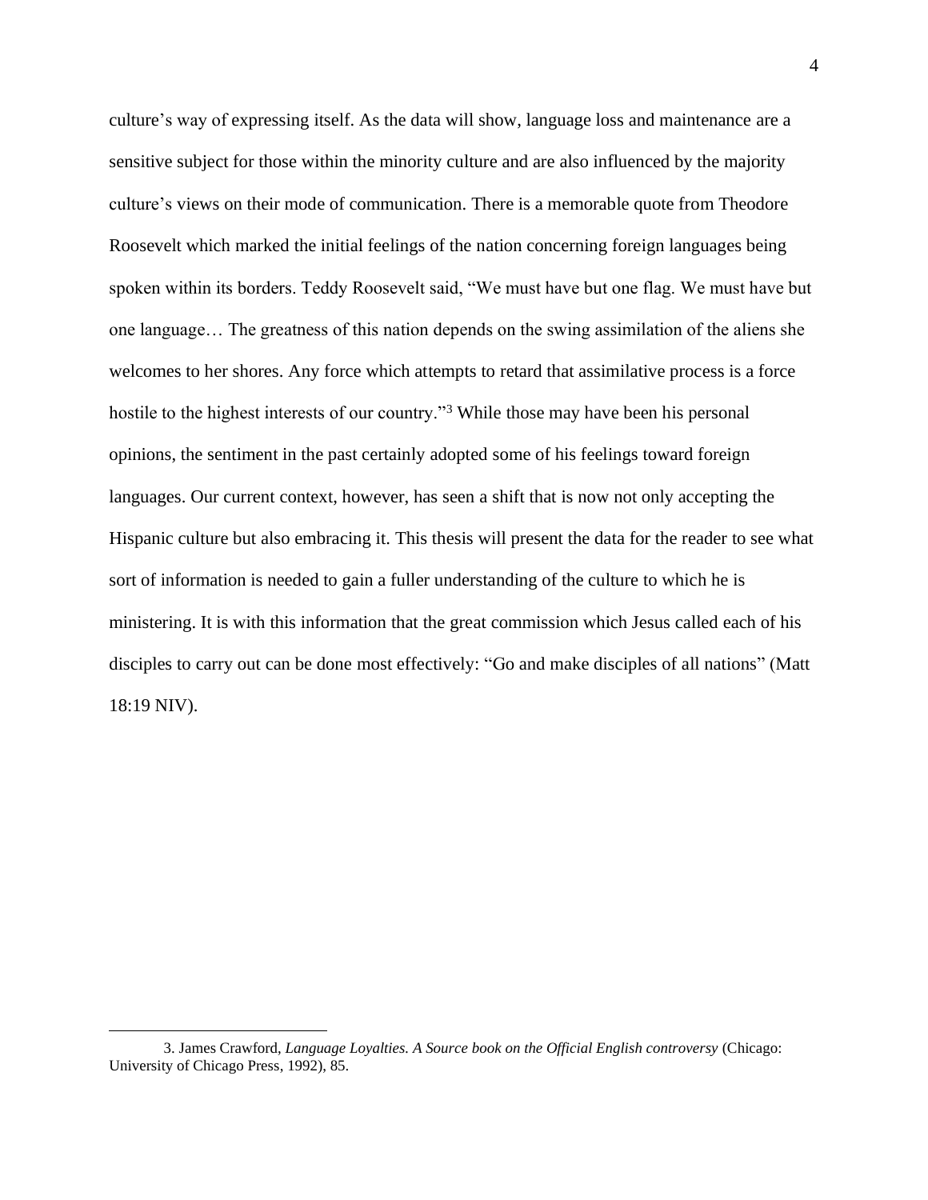culture's way of expressing itself. As the data will show, language loss and maintenance are a sensitive subject for those within the minority culture and are also influenced by the majority culture's views on their mode of communication. There is a memorable quote from Theodore Roosevelt which marked the initial feelings of the nation concerning foreign languages being spoken within its borders. Teddy Roosevelt said, "We must have but one flag. We must have but one language… The greatness of this nation depends on the swing assimilation of the aliens she welcomes to her shores. Any force which attempts to retard that assimilative process is a force hostile to the highest interests of our country."[3] While those may have been his personal opinions, the sentiment in the past certainly adopted some of his feelings toward foreign languages. Our current context, however, has seen a shift that is now not only accepting the Hispanic culture but also embracing it. This thesis will present the data for the reader to see what sort of information is needed to gain a fuller understanding of the culture to which he is ministering. It is with this information that the great commission which Jesus called each of his disciples to carry out can be done most effectively: "Go and make disciples of all nations" (Matt 18:19 NIV).

---

3. James Crawford, *Language Loyalties. A Source book on the Official English controversy* (Chicago: University of Chicago Press, 1992), 85.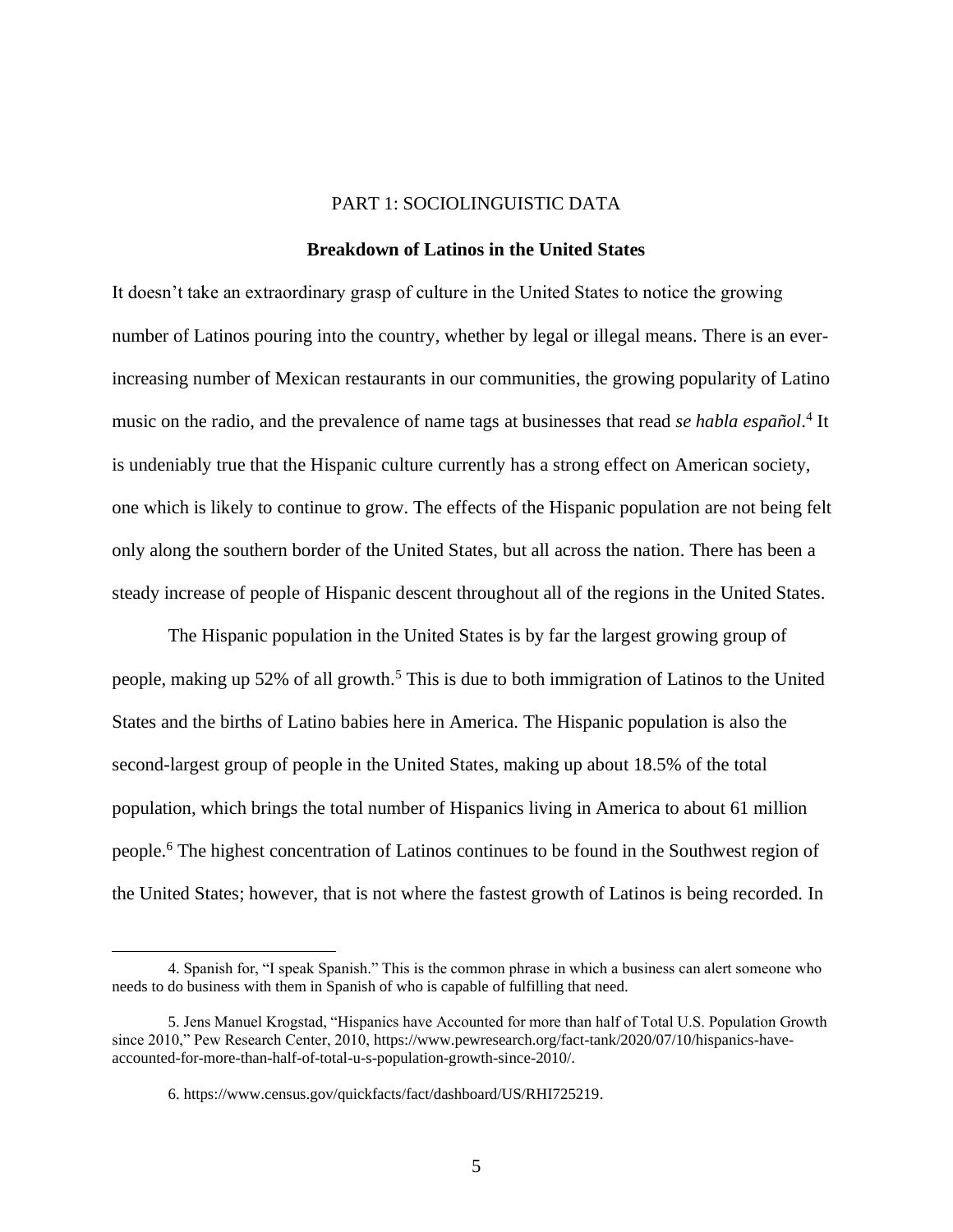## PART 1: SOCIOLINGUISTIC DATA

### Breakdown of Latinos in the United States

It doesn't take an extraordinary grasp of culture in the United States to notice the growing number of Latinos pouring into the country, whether by legal or illegal means. There is an ever-increasing number of Mexican restaurants in our communities, the growing popularity of Latino music on the radio, and the prevalence of name tags at businesses that read *se habla español*.[4] It is undeniably true that the Hispanic culture currently has a strong effect on American society, one which is likely to continue to grow. The effects of the Hispanic population are not being felt only along the southern border of the United States, but all across the nation. There has been a steady increase of people of Hispanic descent throughout all of the regions in the United States.

The Hispanic population in the United States is by far the largest growing group of people, making up 52% of all growth.[5] This is due to both immigration of Latinos to the United States and the births of Latino babies here in America. The Hispanic population is also the second-largest group of people in the United States, making up about 18.5% of the total population, which brings the total number of Hispanics living in America to about 61 million people.[6] The highest concentration of Latinos continues to be found in the Southwest region of the United States; however, that is not where the fastest growth of Latinos is being recorded. In

---

4. Spanish for, "I speak Spanish." This is the common phrase in which a business can alert someone who needs to do business with them in Spanish of who is capable of fulfilling that need.

5. Jens Manuel Krogstad, "Hispanics have Accounted for more than half of Total U.S. Population Growth since 2010," Pew Research Center, 2010, https://www.pewresearch.org/fact-tank/2020/07/10/hispanics-have-accounted-for-more-than-half-of-total-u-s-population-growth-since-2010/.

6. https://www.census.gov/quickfacts/fact/dashboard/US/RHI725219.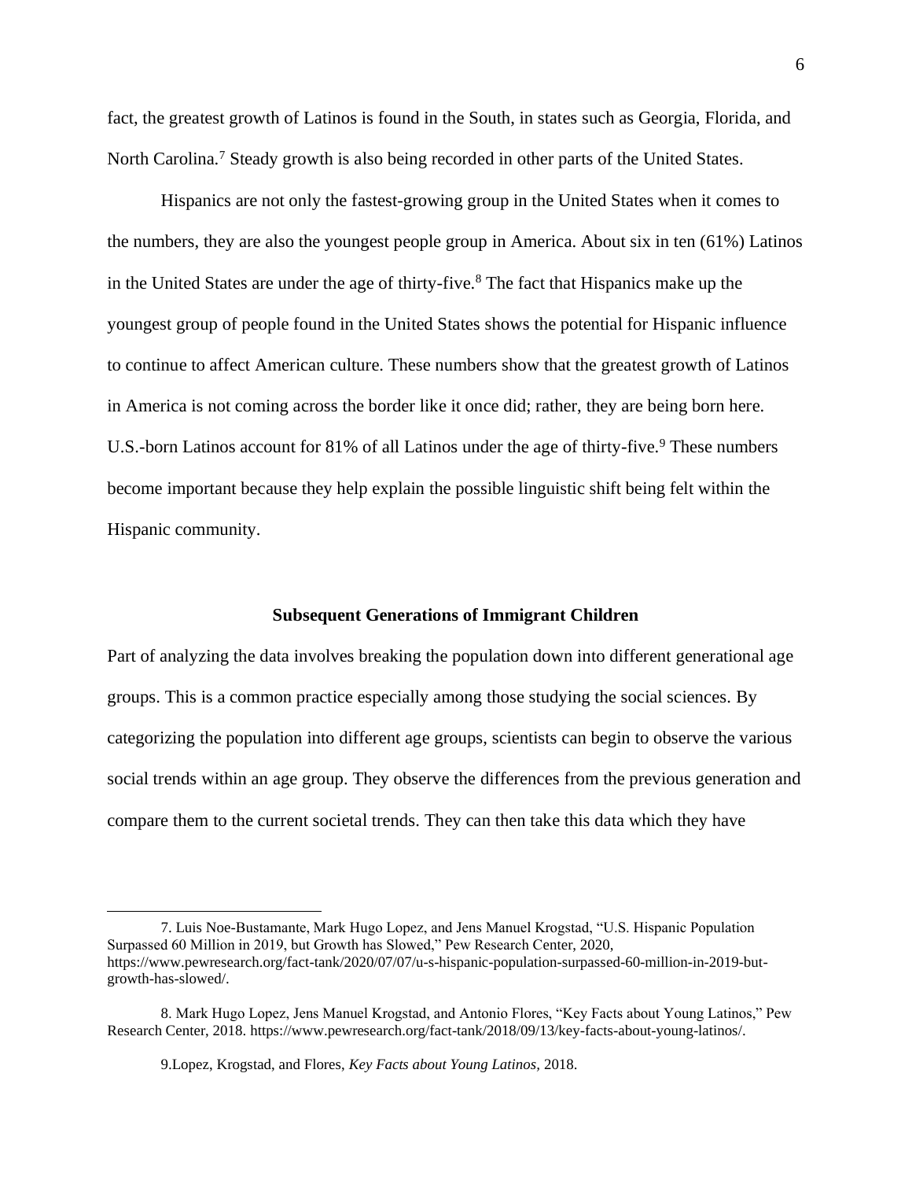fact, the greatest growth of Latinos is found in the South, in states such as Georgia, Florida, and North Carolina.[7] Steady growth is also being recorded in other parts of the United States.

Hispanics are not only the fastest-growing group in the United States when it comes to the numbers, they are also the youngest people group in America. About six in ten (61%) Latinos in the United States are under the age of thirty-five.[8] The fact that Hispanics make up the youngest group of people found in the United States shows the potential for Hispanic influence to continue to affect American culture. These numbers show that the greatest growth of Latinos in America is not coming across the border like it once did; rather, they are being born here. U.S.-born Latinos account for 81% of all Latinos under the age of thirty-five.[9] These numbers become important because they help explain the possible linguistic shift being felt within the Hispanic community.

## Subsequent Generations of Immigrant Children

Part of analyzing the data involves breaking the population down into different generational age groups. This is a common practice especially among those studying the social sciences. By categorizing the population into different age groups, scientists can begin to observe the various social trends within an age group. They observe the differences from the previous generation and compare them to the current societal trends. They can then take this data which they have

---

7. Luis Noe-Bustamante, Mark Hugo Lopez, and Jens Manuel Krogstad, "U.S. Hispanic Population Surpassed 60 Million in 2019, but Growth has Slowed," Pew Research Center, 2020, https://www.pewresearch.org/fact-tank/2020/07/07/u-s-hispanic-population-surpassed-60-million-in-2019-but-growth-has-slowed/.

8. Mark Hugo Lopez, Jens Manuel Krogstad, and Antonio Flores, "Key Facts about Young Latinos," Pew Research Center, 2018. https://www.pewresearch.org/fact-tank/2018/09/13/key-facts-about-young-latinos/.

9.Lopez, Krogstad, and Flores, *Key Facts about Young Latinos*, 2018.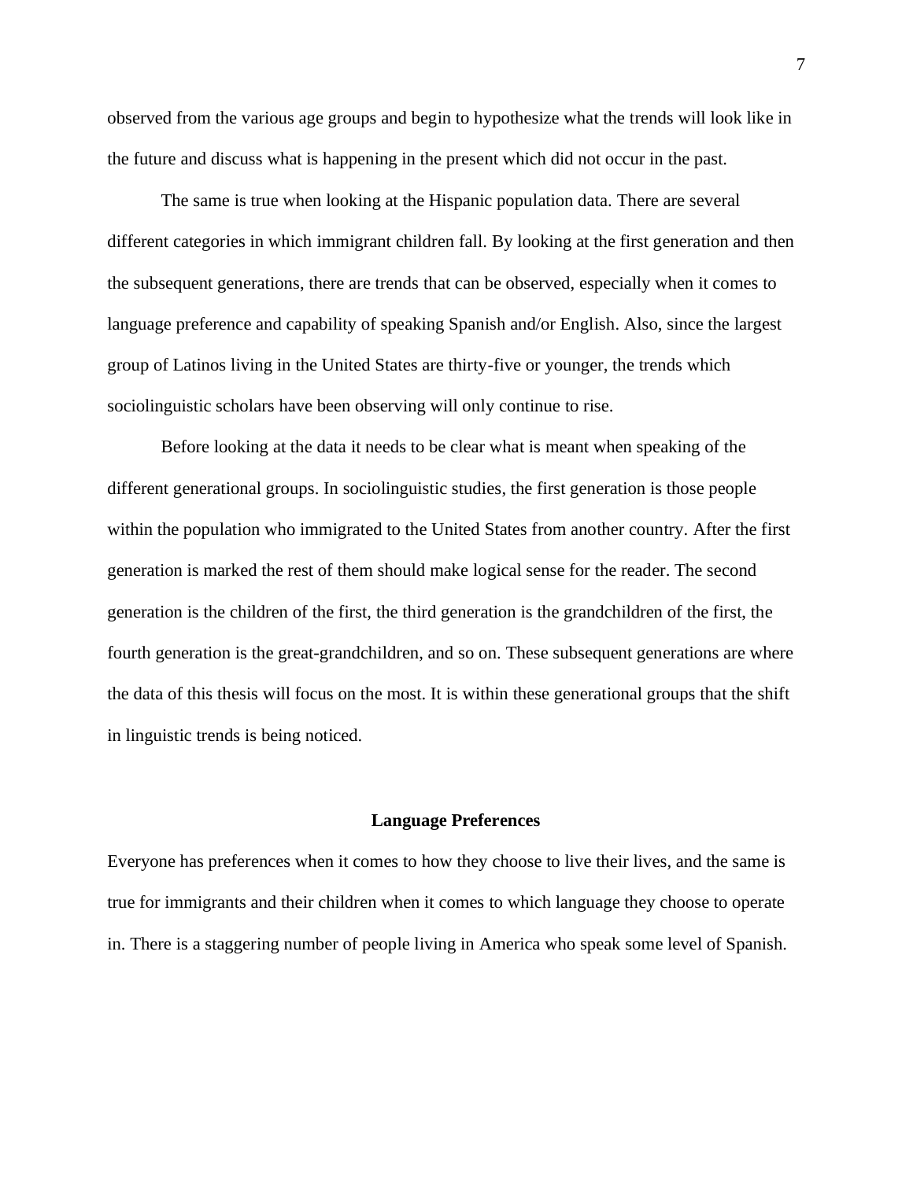observed from the various age groups and begin to hypothesize what the trends will look like in the future and discuss what is happening in the present which did not occur in the past.

The same is true when looking at the Hispanic population data. There are several different categories in which immigrant children fall. By looking at the first generation and then the subsequent generations, there are trends that can be observed, especially when it comes to language preference and capability of speaking Spanish and/or English. Also, since the largest group of Latinos living in the United States are thirty-five or younger, the trends which sociolinguistic scholars have been observing will only continue to rise.

Before looking at the data it needs to be clear what is meant when speaking of the different generational groups. In sociolinguistic studies, the first generation is those people within the population who immigrated to the United States from another country. After the first generation is marked the rest of them should make logical sense for the reader. The second generation is the children of the first, the third generation is the grandchildren of the first, the fourth generation is the great-grandchildren, and so on. These subsequent generations are where the data of this thesis will focus on the most. It is within these generational groups that the shift in linguistic trends is being noticed.

## Language Preferences

Everyone has preferences when it comes to how they choose to live their lives, and the same is true for immigrants and their children when it comes to which language they choose to operate in. There is a staggering number of people living in America who speak some level of Spanish.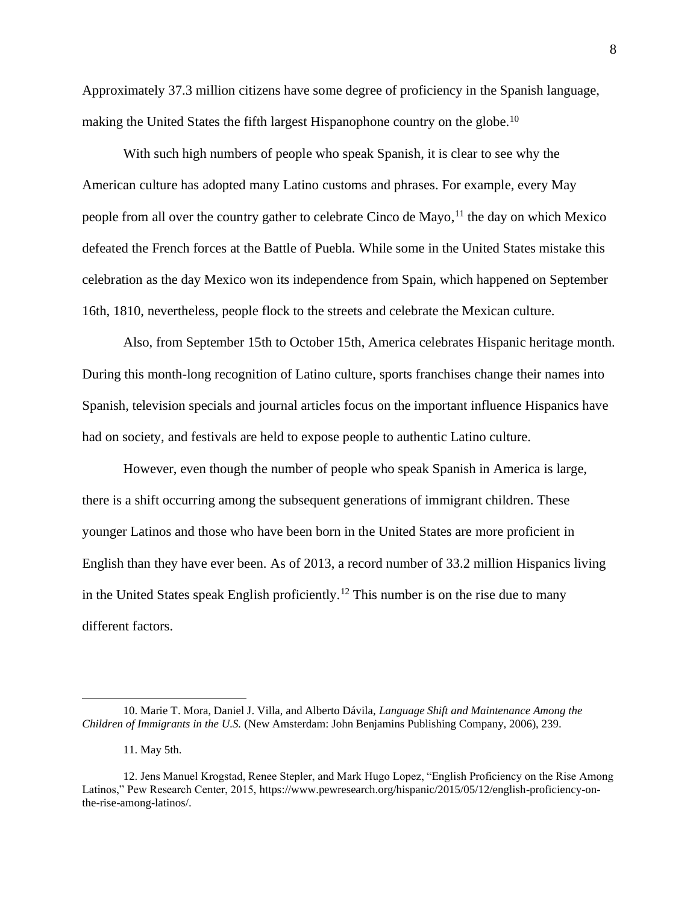Approximately 37.3 million citizens have some degree of proficiency in the Spanish language, making the United States the fifth largest Hispanophone country on the globe.[10]

With such high numbers of people who speak Spanish, it is clear to see why the American culture has adopted many Latino customs and phrases. For example, every May people from all over the country gather to celebrate Cinco de Mayo,[11] the day on which Mexico defeated the French forces at the Battle of Puebla. While some in the United States mistake this celebration as the day Mexico won its independence from Spain, which happened on September 16th, 1810, nevertheless, people flock to the streets and celebrate the Mexican culture.

Also, from September 15th to October 15th, America celebrates Hispanic heritage month. During this month-long recognition of Latino culture, sports franchises change their names into Spanish, television specials and journal articles focus on the important influence Hispanics have had on society, and festivals are held to expose people to authentic Latino culture.

However, even though the number of people who speak Spanish in America is large, there is a shift occurring among the subsequent generations of immigrant children. These younger Latinos and those who have been born in the United States are more proficient in English than they have ever been. As of 2013, a record number of 33.2 million Hispanics living in the United States speak English proficiently.[12] This number is on the rise due to many different factors.

---

10. Marie T. Mora, Daniel J. Villa, and Alberto Dávila, *Language Shift and Maintenance Among the Children of Immigrants in the U.S.* (New Amsterdam: John Benjamins Publishing Company, 2006), 239.

11. May 5th.

12. Jens Manuel Krogstad, Renee Stepler, and Mark Hugo Lopez, "English Proficiency on the Rise Among Latinos," Pew Research Center, 2015, https://www.pewresearch.org/hispanic/2015/05/12/english-proficiency-on-the-rise-among-latinos/.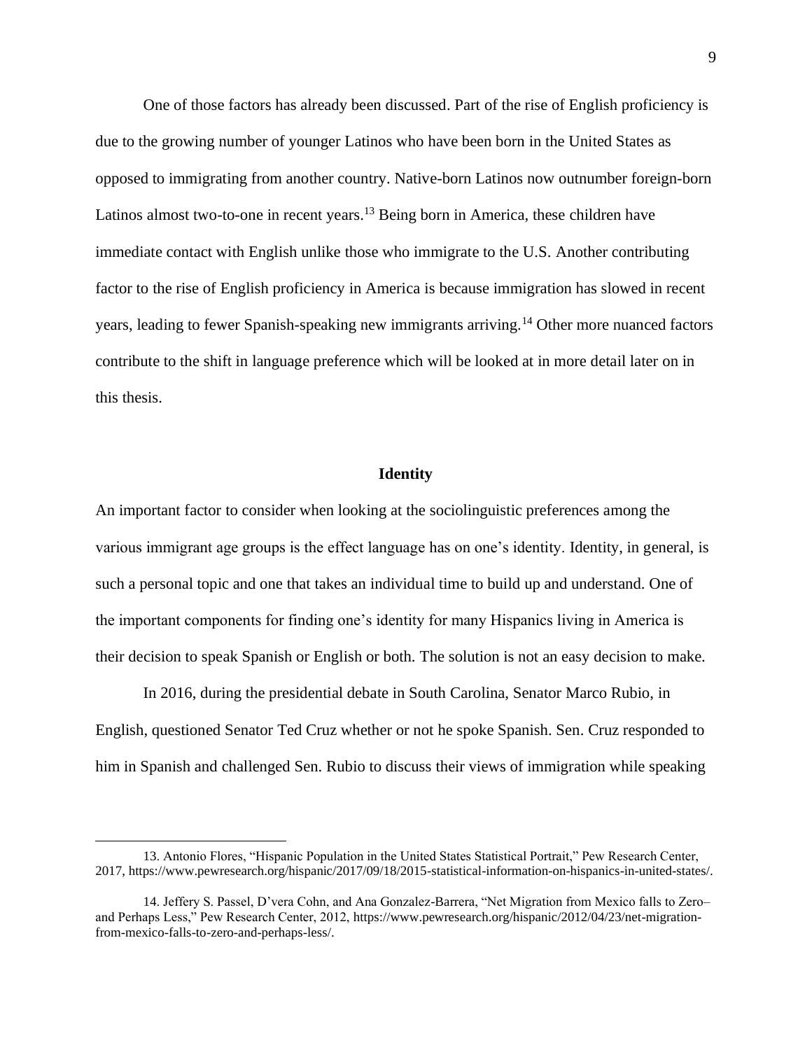One of those factors has already been discussed. Part of the rise of English proficiency is due to the growing number of younger Latinos who have been born in the United States as opposed to immigrating from another country. Native-born Latinos now outnumber foreign-born Latinos almost two-to-one in recent years.[13] Being born in America, these children have immediate contact with English unlike those who immigrate to the U.S. Another contributing factor to the rise of English proficiency in America is because immigration has slowed in recent years, leading to fewer Spanish-speaking new immigrants arriving.[14] Other more nuanced factors contribute to the shift in language preference which will be looked at in more detail later on in this thesis.

## Identity

An important factor to consider when looking at the sociolinguistic preferences among the various immigrant age groups is the effect language has on one's identity. Identity, in general, is such a personal topic and one that takes an individual time to build up and understand. One of the important components for finding one's identity for many Hispanics living in America is their decision to speak Spanish or English or both. The solution is not an easy decision to make.

In 2016, during the presidential debate in South Carolina, Senator Marco Rubio, in English, questioned Senator Ted Cruz whether or not he spoke Spanish. Sen. Cruz responded to him in Spanish and challenged Sen. Rubio to discuss their views of immigration while speaking

---

13. Antonio Flores, "Hispanic Population in the United States Statistical Portrait," Pew Research Center, 2017, https://www.pewresearch.org/hispanic/2017/09/18/2015-statistical-information-on-hispanics-in-united-states/.

14. Jeffery S. Passel, D'vera Cohn, and Ana Gonzalez-Barrera, "Net Migration from Mexico falls to Zero–and Perhaps Less," Pew Research Center, 2012, https://www.pewresearch.org/hispanic/2012/04/23/net-migration-from-mexico-falls-to-zero-and-perhaps-less/.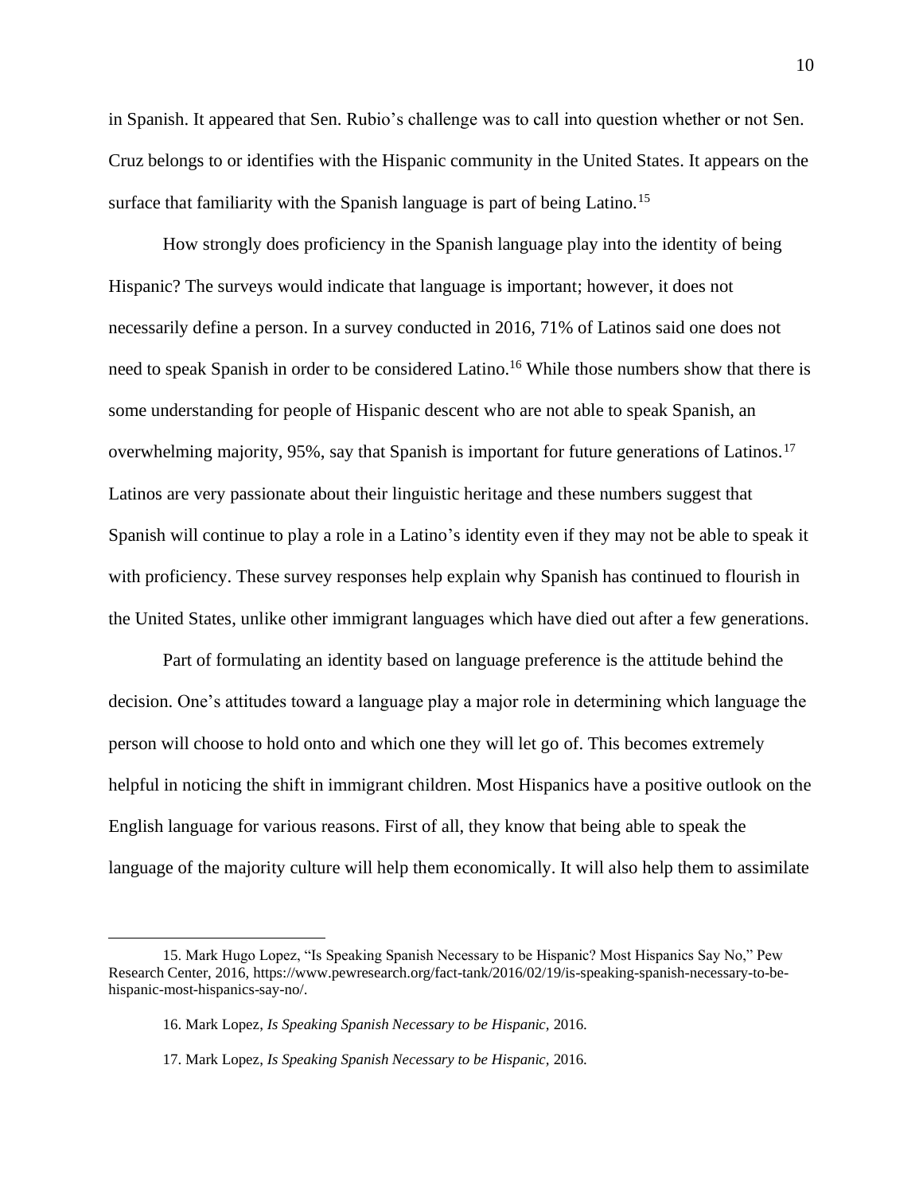in Spanish. It appeared that Sen. Rubio's challenge was to call into question whether or not Sen. Cruz belongs to or identifies with the Hispanic community in the United States. It appears on the surface that familiarity with the Spanish language is part of being Latino.[15]

How strongly does proficiency in the Spanish language play into the identity of being Hispanic? The surveys would indicate that language is important; however, it does not necessarily define a person. In a survey conducted in 2016, 71% of Latinos said one does not need to speak Spanish in order to be considered Latino.[16] While those numbers show that there is some understanding for people of Hispanic descent who are not able to speak Spanish, an overwhelming majority, 95%, say that Spanish is important for future generations of Latinos.[17] Latinos are very passionate about their linguistic heritage and these numbers suggest that Spanish will continue to play a role in a Latino's identity even if they may not be able to speak it with proficiency. These survey responses help explain why Spanish has continued to flourish in the United States, unlike other immigrant languages which have died out after a few generations.

Part of formulating an identity based on language preference is the attitude behind the decision. One's attitudes toward a language play a major role in determining which language the person will choose to hold onto and which one they will let go of. This becomes extremely helpful in noticing the shift in immigrant children. Most Hispanics have a positive outlook on the English language for various reasons. First of all, they know that being able to speak the language of the majority culture will help them economically. It will also help them to assimilate

---

15. Mark Hugo Lopez, "Is Speaking Spanish Necessary to be Hispanic? Most Hispanics Say No," Pew Research Center, 2016, https://www.pewresearch.org/fact-tank/2016/02/19/is-speaking-spanish-necessary-to-be-hispanic-most-hispanics-say-no/.

16. Mark Lopez, *Is Speaking Spanish Necessary to be Hispanic,* 2016.

17. Mark Lopez, *Is Speaking Spanish Necessary to be Hispanic,* 2016.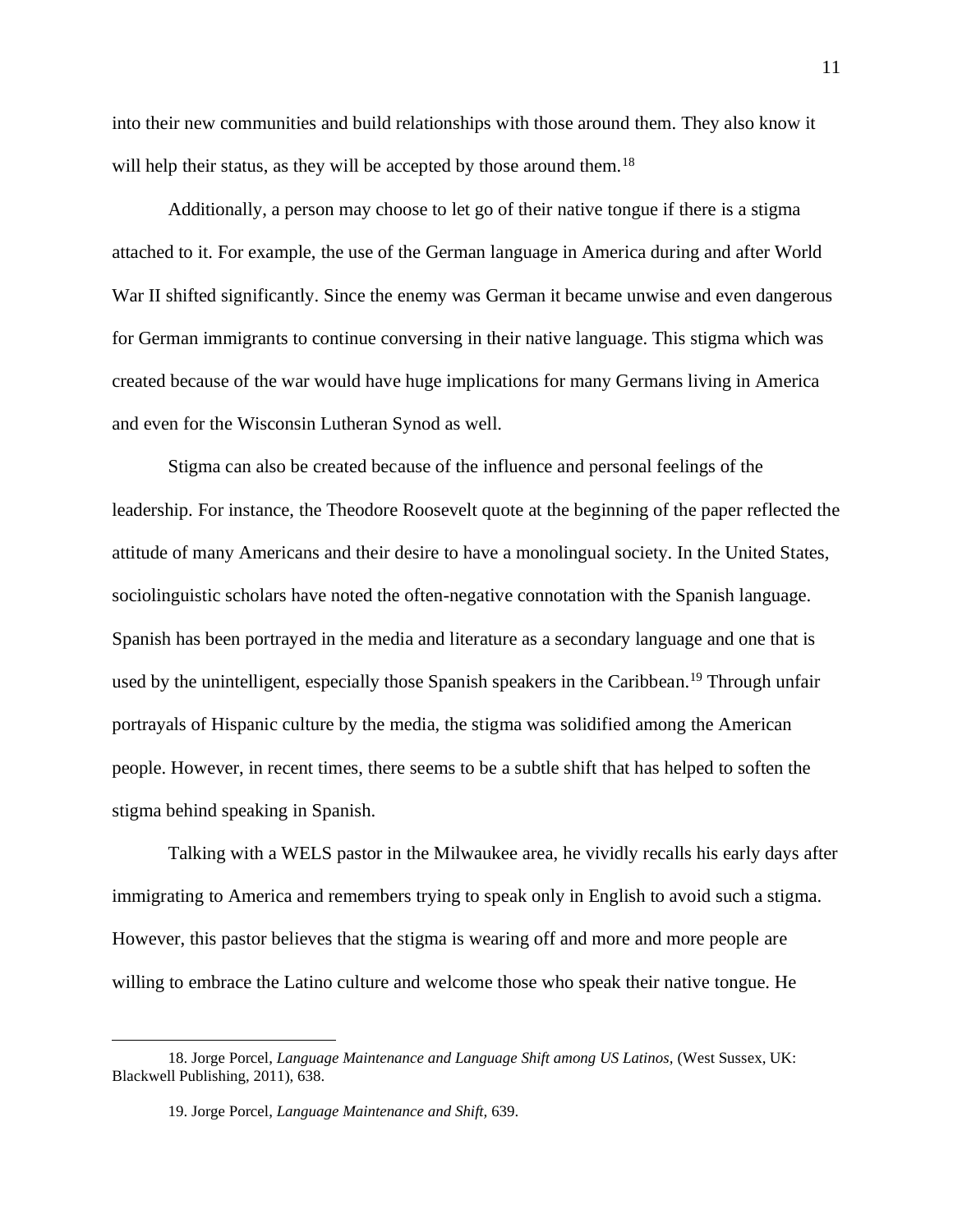into their new communities and build relationships with those around them. They also know it will help their status, as they will be accepted by those around them.[18]

Additionally, a person may choose to let go of their native tongue if there is a stigma attached to it. For example, the use of the German language in America during and after World War II shifted significantly. Since the enemy was German it became unwise and even dangerous for German immigrants to continue conversing in their native language. This stigma which was created because of the war would have huge implications for many Germans living in America and even for the Wisconsin Lutheran Synod as well.

Stigma can also be created because of the influence and personal feelings of the leadership. For instance, the Theodore Roosevelt quote at the beginning of the paper reflected the attitude of many Americans and their desire to have a monolingual society. In the United States, sociolinguistic scholars have noted the often-negative connotation with the Spanish language. Spanish has been portrayed in the media and literature as a secondary language and one that is used by the unintelligent, especially those Spanish speakers in the Caribbean.[19] Through unfair portrayals of Hispanic culture by the media, the stigma was solidified among the American people. However, in recent times, there seems to be a subtle shift that has helped to soften the stigma behind speaking in Spanish.

Talking with a WELS pastor in the Milwaukee area, he vividly recalls his early days after immigrating to America and remembers trying to speak only in English to avoid such a stigma. However, this pastor believes that the stigma is wearing off and more and more people are willing to embrace the Latino culture and welcome those who speak their native tongue. He

---

18. Jorge Porcel, *Language Maintenance and Language Shift among US Latinos,* (West Sussex, UK: Blackwell Publishing, 2011), 638.

19. Jorge Porcel, *Language Maintenance and Shift,* 639.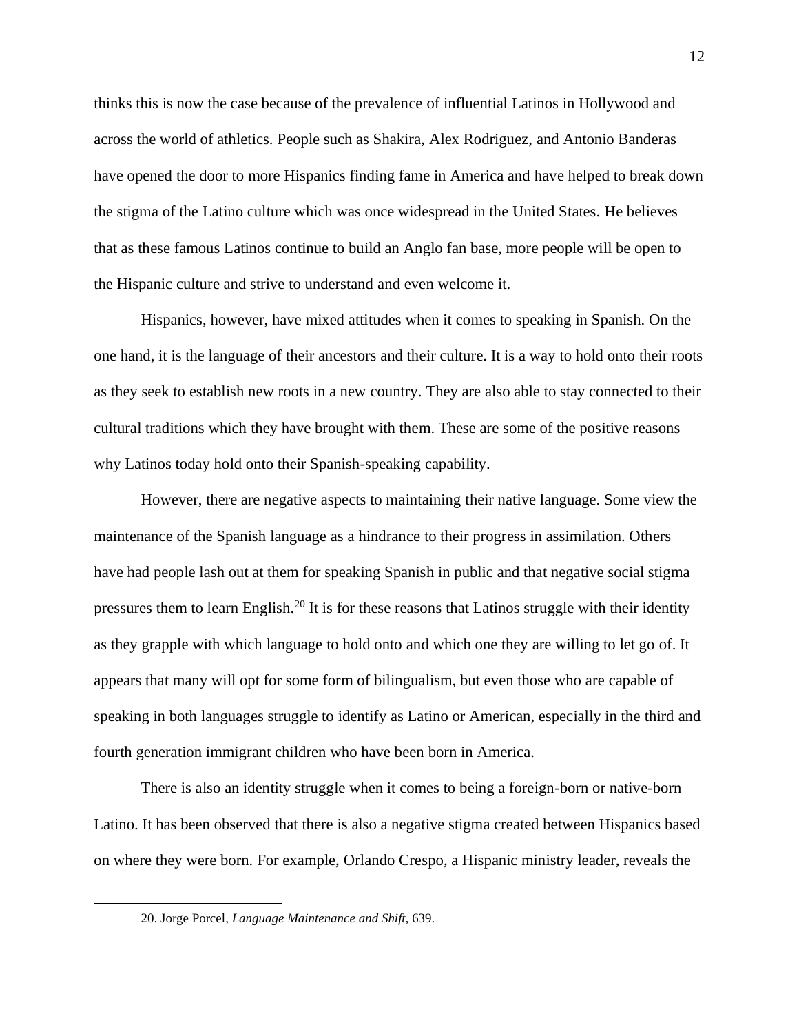thinks this is now the case because of the prevalence of influential Latinos in Hollywood and across the world of athletics. People such as Shakira, Alex Rodriguez, and Antonio Banderas have opened the door to more Hispanics finding fame in America and have helped to break down the stigma of the Latino culture which was once widespread in the United States. He believes that as these famous Latinos continue to build an Anglo fan base, more people will be open to the Hispanic culture and strive to understand and even welcome it.

Hispanics, however, have mixed attitudes when it comes to speaking in Spanish. On the one hand, it is the language of their ancestors and their culture. It is a way to hold onto their roots as they seek to establish new roots in a new country. They are also able to stay connected to their cultural traditions which they have brought with them. These are some of the positive reasons why Latinos today hold onto their Spanish-speaking capability.

However, there are negative aspects to maintaining their native language. Some view the maintenance of the Spanish language as a hindrance to their progress in assimilation. Others have had people lash out at them for speaking Spanish in public and that negative social stigma pressures them to learn English.[20] It is for these reasons that Latinos struggle with their identity as they grapple with which language to hold onto and which one they are willing to let go of. It appears that many will opt for some form of bilingualism, but even those who are capable of speaking in both languages struggle to identify as Latino or American, especially in the third and fourth generation immigrant children who have been born in America.

There is also an identity struggle when it comes to being a foreign-born or native-born Latino. It has been observed that there is also a negative stigma created between Hispanics based on where they were born. For example, Orlando Crespo, a Hispanic ministry leader, reveals the

---

20. Jorge Porcel, *Language Maintenance and Shift,* 639.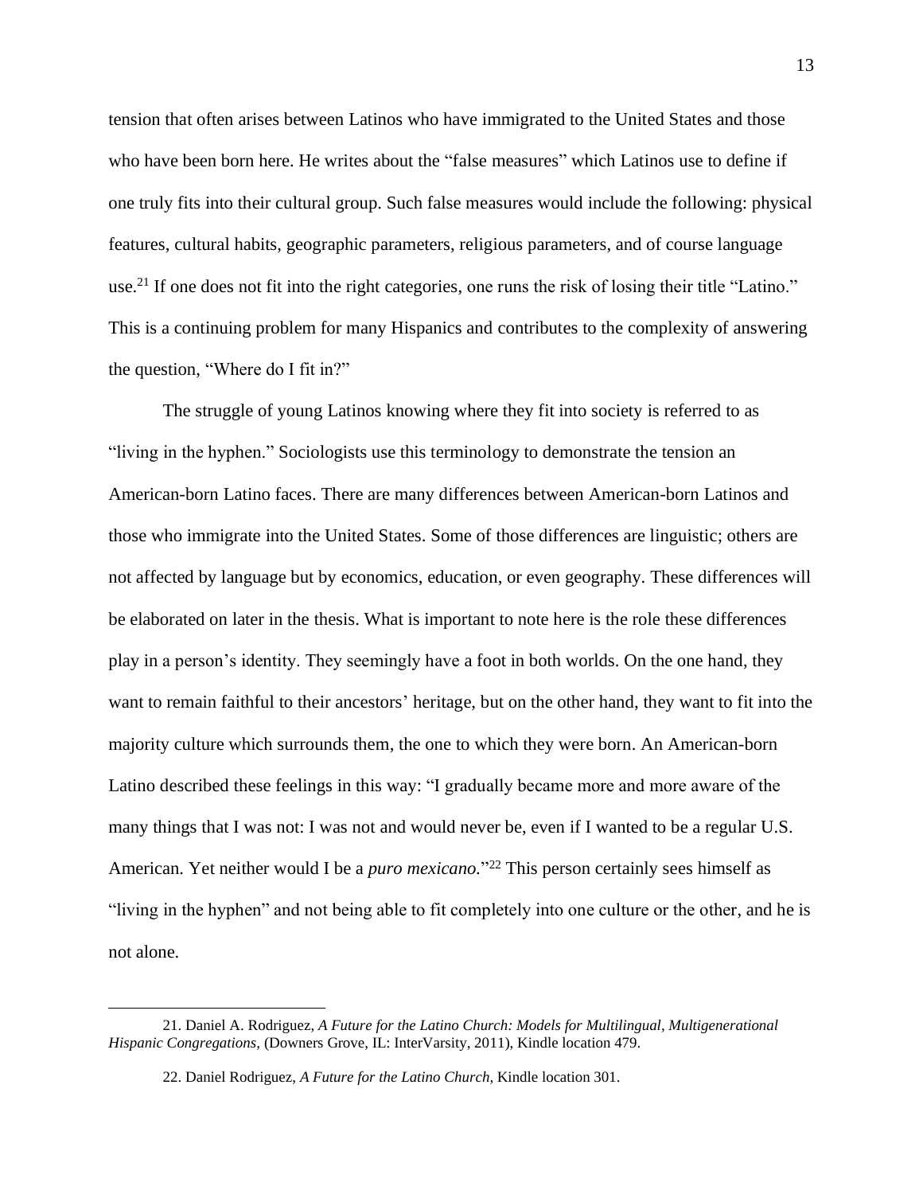tension that often arises between Latinos who have immigrated to the United States and those who have been born here. He writes about the "false measures" which Latinos use to define if one truly fits into their cultural group. Such false measures would include the following: physical features, cultural habits, geographic parameters, religious parameters, and of course language use.[21] If one does not fit into the right categories, one runs the risk of losing their title "Latino." This is a continuing problem for many Hispanics and contributes to the complexity of answering the question, "Where do I fit in?"

The struggle of young Latinos knowing where they fit into society is referred to as "living in the hyphen." Sociologists use this terminology to demonstrate the tension an American-born Latino faces. There are many differences between American-born Latinos and those who immigrate into the United States. Some of those differences are linguistic; others are not affected by language but by economics, education, or even geography. These differences will be elaborated on later in the thesis. What is important to note here is the role these differences play in a person's identity. They seemingly have a foot in both worlds. On the one hand, they want to remain faithful to their ancestors' heritage, but on the other hand, they want to fit into the majority culture which surrounds them, the one to which they were born. An American-born Latino described these feelings in this way: "I gradually became more and more aware of the many things that I was not: I was not and would never be, even if I wanted to be a regular U.S. American. Yet neither would I be a *puro mexicano.*"[22] This person certainly sees himself as "living in the hyphen" and not being able to fit completely into one culture or the other, and he is not alone.

---

21. Daniel A. Rodriguez, *A Future for the Latino Church: Models for Multilingual, Multigenerational Hispanic Congregations*, (Downers Grove, IL: InterVarsity, 2011), Kindle location 479.

22. Daniel Rodriguez, *A Future for the Latino Church,* Kindle location 301.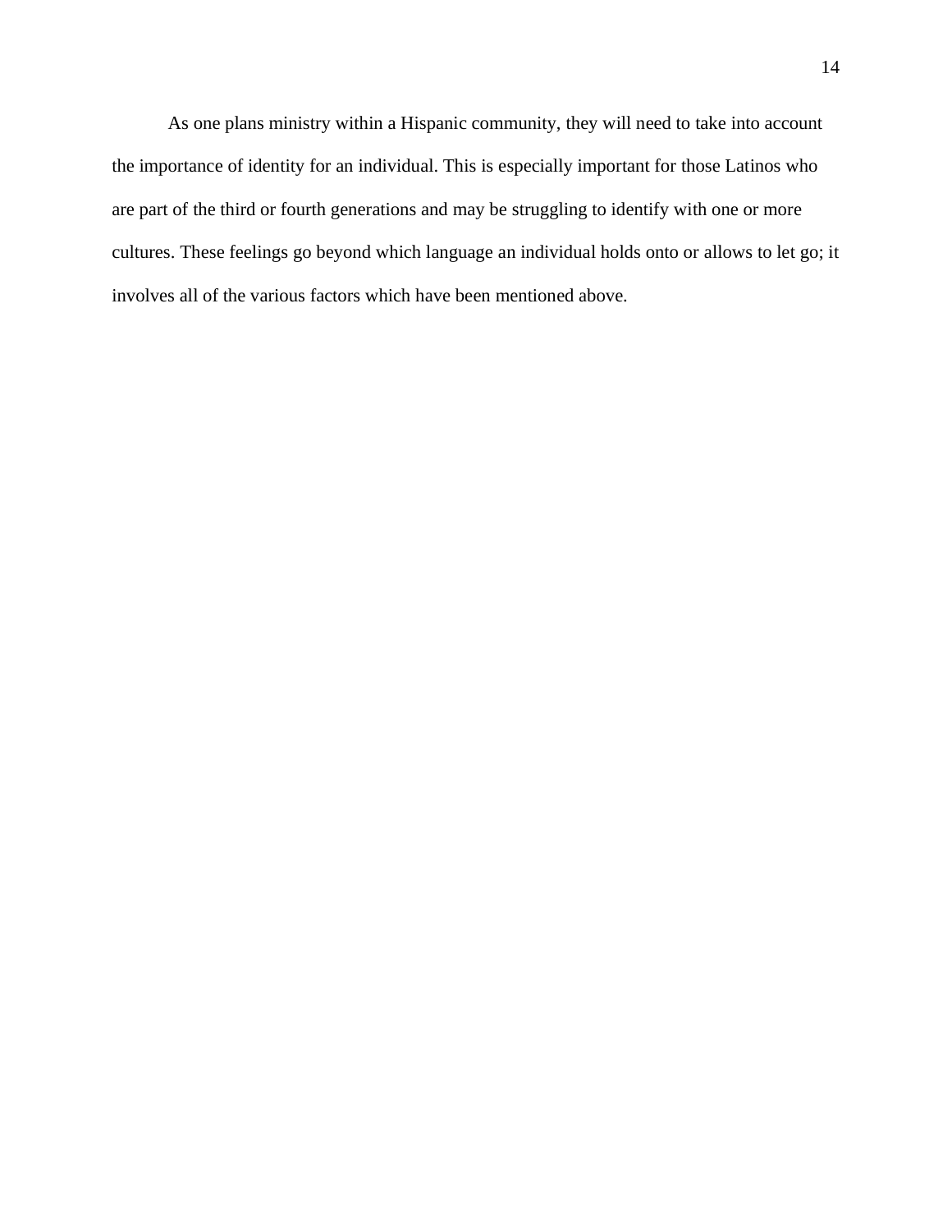As one plans ministry within a Hispanic community, they will need to take into account the importance of identity for an individual. This is especially important for those Latinos who are part of the third or fourth generations and may be struggling to identify with one or more cultures. These feelings go beyond which language an individual holds onto or allows to let go; it involves all of the various factors which have been mentioned above.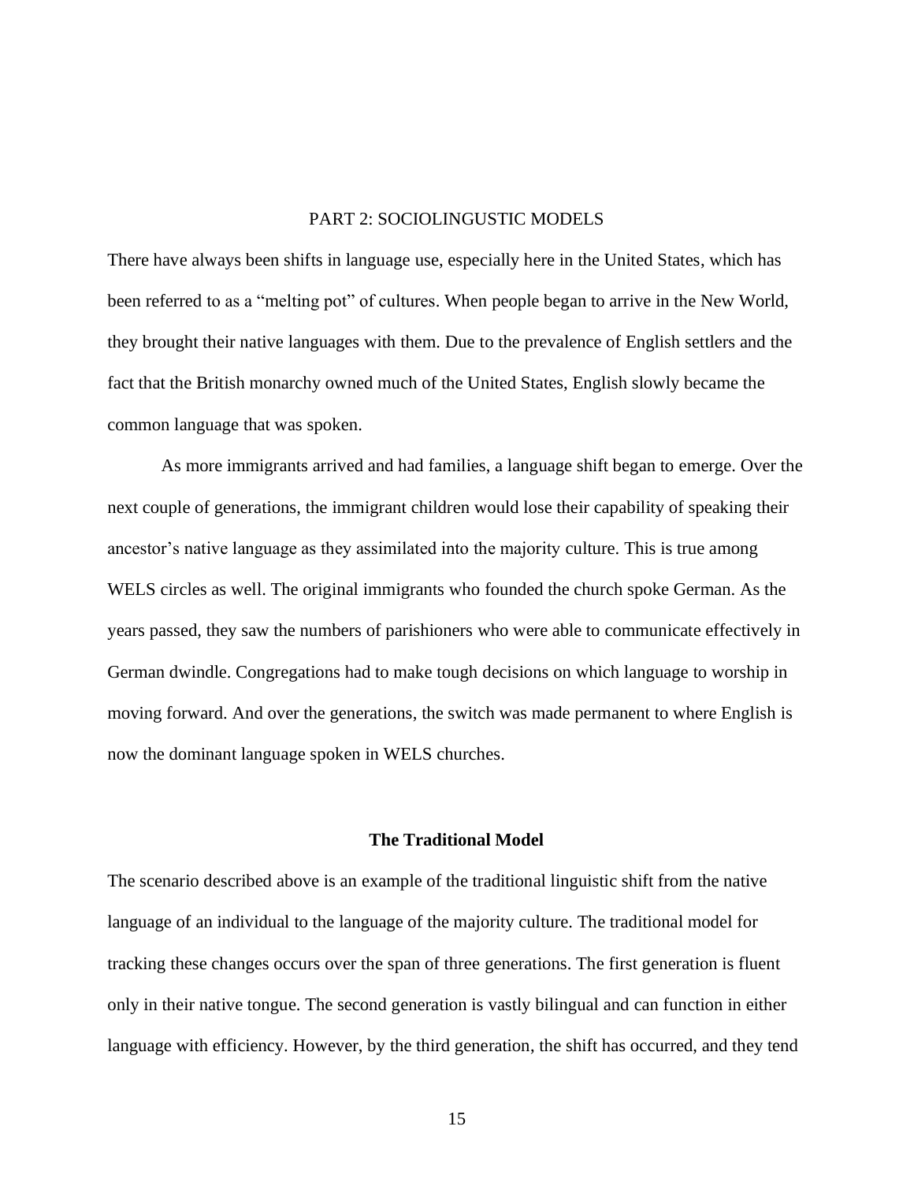# PART 2: SOCIOLINGUSTIC MODELS

There have always been shifts in language use, especially here in the United States, which has been referred to as a "melting pot" of cultures. When people began to arrive in the New World, they brought their native languages with them. Due to the prevalence of English settlers and the fact that the British monarchy owned much of the United States, English slowly became the common language that was spoken.

As more immigrants arrived and had families, a language shift began to emerge. Over the next couple of generations, the immigrant children would lose their capability of speaking their ancestor's native language as they assimilated into the majority culture. This is true among WELS circles as well. The original immigrants who founded the church spoke German. As the years passed, they saw the numbers of parishioners who were able to communicate effectively in German dwindle. Congregations had to make tough decisions on which language to worship in moving forward. And over the generations, the switch was made permanent to where English is now the dominant language spoken in WELS churches.

## The Traditional Model

The scenario described above is an example of the traditional linguistic shift from the native language of an individual to the language of the majority culture. The traditional model for tracking these changes occurs over the span of three generations. The first generation is fluent only in their native tongue. The second generation is vastly bilingual and can function in either language with efficiency. However, by the third generation, the shift has occurred, and they tend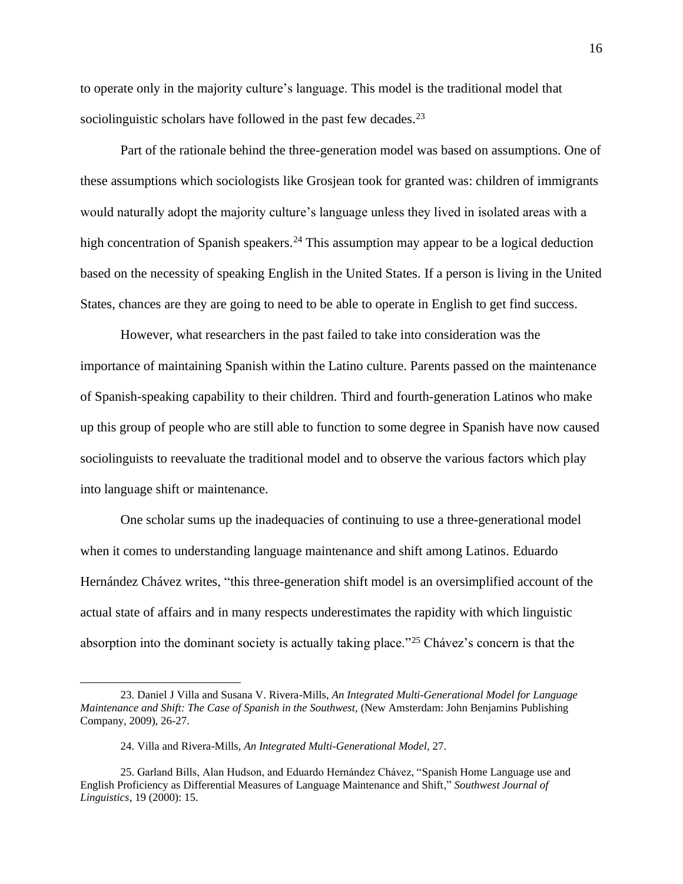to operate only in the majority culture's language. This model is the traditional model that sociolinguistic scholars have followed in the past few decades.[23]

Part of the rationale behind the three-generation model was based on assumptions. One of these assumptions which sociologists like Grosjean took for granted was: children of immigrants would naturally adopt the majority culture's language unless they lived in isolated areas with a high concentration of Spanish speakers.[24] This assumption may appear to be a logical deduction based on the necessity of speaking English in the United States. If a person is living in the United States, chances are they are going to need to be able to operate in English to get find success.

However, what researchers in the past failed to take into consideration was the importance of maintaining Spanish within the Latino culture. Parents passed on the maintenance of Spanish-speaking capability to their children. Third and fourth-generation Latinos who make up this group of people who are still able to function to some degree in Spanish have now caused sociolinguists to reevaluate the traditional model and to observe the various factors which play into language shift or maintenance.

One scholar sums up the inadequacies of continuing to use a three-generational model when it comes to understanding language maintenance and shift among Latinos. Eduardo Hernández Chávez writes, "this three-generation shift model is an oversimplified account of the actual state of affairs and in many respects underestimates the rapidity with which linguistic absorption into the dominant society is actually taking place."[25] Chávez's concern is that the

---

23. Daniel J Villa and Susana V. Rivera-Mills, *An Integrated Multi-Generational Model for Language Maintenance and Shift: The Case of Spanish in the Southwest*, (New Amsterdam: John Benjamins Publishing Company, 2009), 26-27.

24. Villa and Rivera-Mills, *An Integrated Multi-Generational Model,* 27.

25. Garland Bills, Alan Hudson, and Eduardo Hernández Chávez, "Spanish Home Language use and English Proficiency as Differential Measures of Language Maintenance and Shift," *Southwest Journal of Linguistics*, 19 (2000): 15.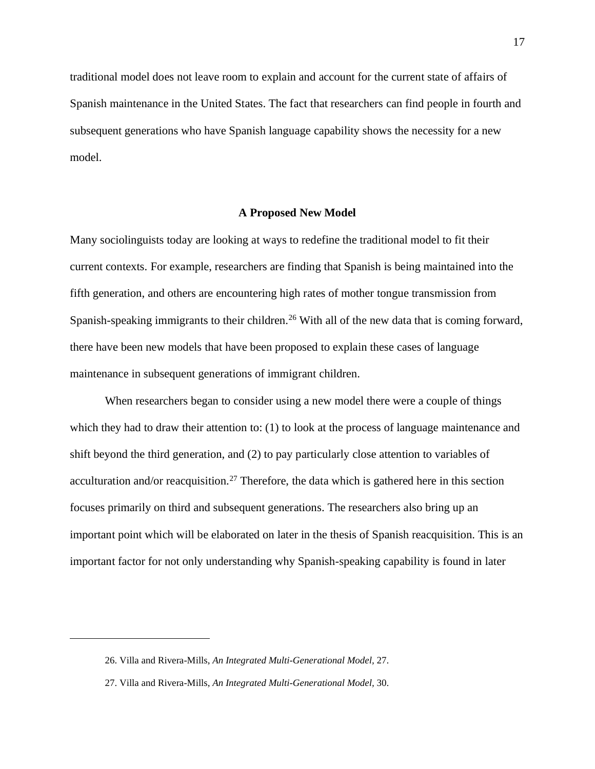traditional model does not leave room to explain and account for the current state of affairs of Spanish maintenance in the United States. The fact that researchers can find people in fourth and subsequent generations who have Spanish language capability shows the necessity for a new model.

### A Proposed New Model

Many sociolinguists today are looking at ways to redefine the traditional model to fit their current contexts. For example, researchers are finding that Spanish is being maintained into the fifth generation, and others are encountering high rates of mother tongue transmission from Spanish-speaking immigrants to their children.[26] With all of the new data that is coming forward, there have been new models that have been proposed to explain these cases of language maintenance in subsequent generations of immigrant children.

When researchers began to consider using a new model there were a couple of things which they had to draw their attention to: (1) to look at the process of language maintenance and shift beyond the third generation, and (2) to pay particularly close attention to variables of acculturation and/or reacquisition.[27] Therefore, the data which is gathered here in this section focuses primarily on third and subsequent generations. The researchers also bring up an important point which will be elaborated on later in the thesis of Spanish reacquisition. This is an important factor for not only understanding why Spanish-speaking capability is found in later

---

26. Villa and Rivera-Mills, *An Integrated Multi-Generational Model,* 27.

27. Villa and Rivera-Mills, *An Integrated Multi-Generational Model,* 30.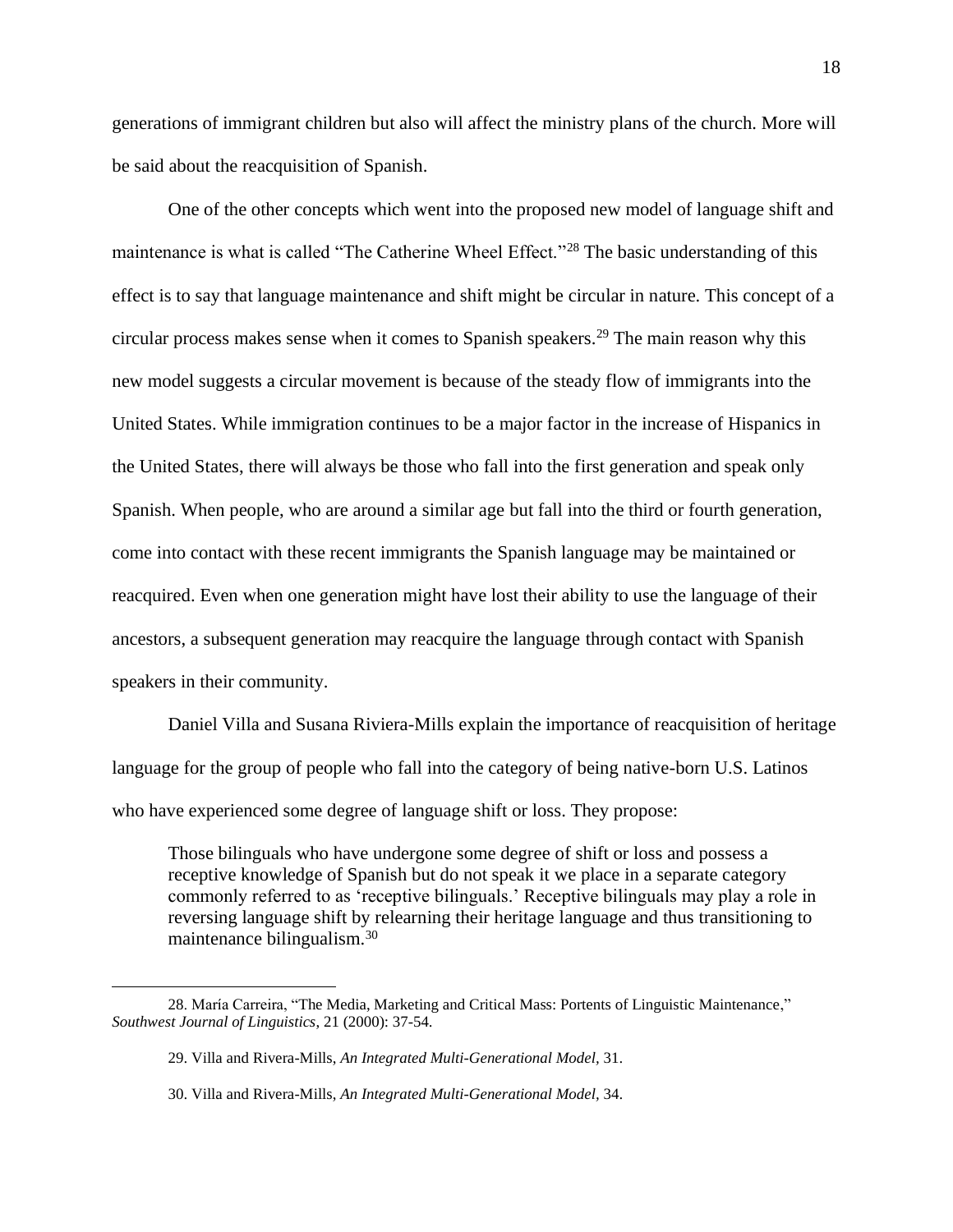generations of immigrant children but also will affect the ministry plans of the church. More will be said about the reacquisition of Spanish.

One of the other concepts which went into the proposed new model of language shift and maintenance is what is called "The Catherine Wheel Effect."[28] The basic understanding of this effect is to say that language maintenance and shift might be circular in nature. This concept of a circular process makes sense when it comes to Spanish speakers.[29] The main reason why this new model suggests a circular movement is because of the steady flow of immigrants into the United States. While immigration continues to be a major factor in the increase of Hispanics in the United States, there will always be those who fall into the first generation and speak only Spanish. When people, who are around a similar age but fall into the third or fourth generation, come into contact with these recent immigrants the Spanish language may be maintained or reacquired. Even when one generation might have lost their ability to use the language of their ancestors, a subsequent generation may reacquire the language through contact with Spanish speakers in their community.

Daniel Villa and Susana Riviera-Mills explain the importance of reacquisition of heritage language for the group of people who fall into the category of being native-born U.S. Latinos who have experienced some degree of language shift or loss. They propose:

> Those bilinguals who have undergone some degree of shift or loss and possess a receptive knowledge of Spanish but do not speak it we place in a separate category commonly referred to as 'receptive bilinguals.' Receptive bilinguals may play a role in reversing language shift by relearning their heritage language and thus transitioning to maintenance bilingualism.[30]

---

28. María Carreira, "The Media, Marketing and Critical Mass: Portents of Linguistic Maintenance," *Southwest Journal of Linguistics*, 21 (2000): 37-54.

29. Villa and Rivera-Mills, *An Integrated Multi-Generational Model*, 31.

30. Villa and Rivera-Mills, *An Integrated Multi-Generational Model*, 34.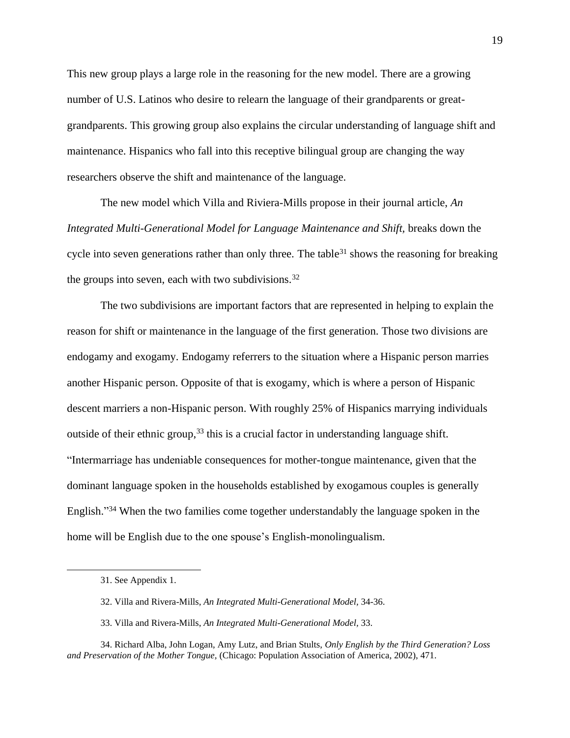This new group plays a large role in the reasoning for the new model. There are a growing number of U.S. Latinos who desire to relearn the language of their grandparents or great-grandparents. This growing group also explains the circular understanding of language shift and maintenance. Hispanics who fall into this receptive bilingual group are changing the way researchers observe the shift and maintenance of the language.

The new model which Villa and Riviera-Mills propose in their journal article, *An Integrated Multi-Generational Model for Language Maintenance and Shift*, breaks down the cycle into seven generations rather than only three. The table[31] shows the reasoning for breaking the groups into seven, each with two subdivisions.[32]

The two subdivisions are important factors that are represented in helping to explain the reason for shift or maintenance in the language of the first generation. Those two divisions are endogamy and exogamy. Endogamy referrers to the situation where a Hispanic person marries another Hispanic person. Opposite of that is exogamy, which is where a person of Hispanic descent marriers a non-Hispanic person. With roughly 25% of Hispanics marrying individuals outside of their ethnic group,[33] this is a crucial factor in understanding language shift. "Intermarriage has undeniable consequences for mother-tongue maintenance, given that the dominant language spoken in the households established by exogamous couples is generally English."[34] When the two families come together understandably the language spoken in the home will be English due to the one spouse's English-monolingualism.

---

31. See Appendix 1.

32. Villa and Rivera-Mills, *An Integrated Multi-Generational Model,* 34-36.

33. Villa and Rivera-Mills, *An Integrated Multi-Generational Model,* 33.

34. Richard Alba, John Logan, Amy Lutz, and Brian Stults, *Only English by the Third Generation? Loss and Preservation of the Mother Tongue,* (Chicago: Population Association of America, 2002), 471.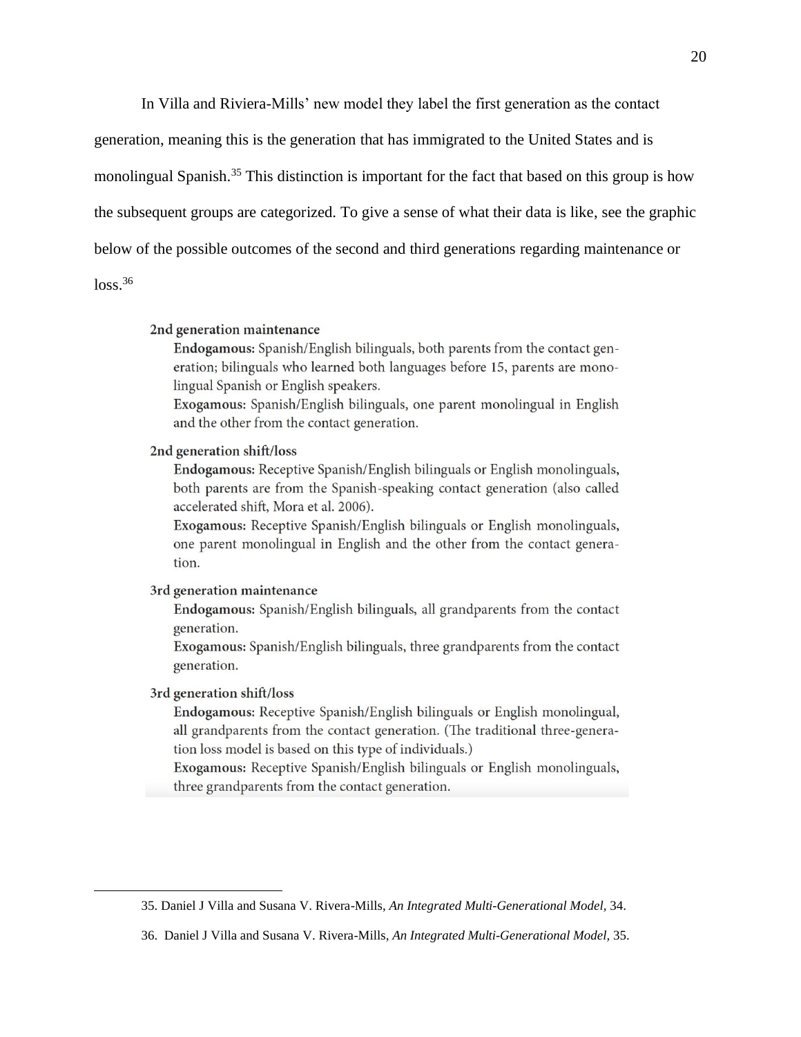In Villa and Riviera-Mills' new model they label the first generation as the contact generation, meaning this is the generation that has immigrated to the United States and is monolingual Spanish.[35] This distinction is important for the fact that based on this group is how the subsequent groups are categorized. To give a sense of what their data is like, see the graphic below of the possible outcomes of the second and third generations regarding maintenance or loss.[36]

**2nd generation maintenance**

**Endogamous:** Spanish/English bilinguals, both parents from the contact generation; bilinguals who learned both languages before 15, parents are monolingual Spanish or English speakers.

**Exogamous:** Spanish/English bilinguals, one parent monolingual in English and the other from the contact generation.

**2nd generation shift/loss**

**Endogamous:** Receptive Spanish/English bilinguals or English monolinguals, both parents are from the Spanish-speaking contact generation (also called accelerated shift, Mora et al. 2006).

**Exogamous:** Receptive Spanish/English bilinguals or English monolinguals, one parent monolingual in English and the other from the contact generation.

**3rd generation maintenance**

**Endogamous:** Spanish/English bilinguals, all grandparents from the contact generation.

**Exogamous:** Spanish/English bilinguals, three grandparents from the contact generation.

**3rd generation shift/loss**

**Endogamous:** Receptive Spanish/English bilinguals or English monolingual, all grandparents from the contact generation. (The traditional three-generation loss model is based on this type of individuals.)

**Exogamous:** Receptive Spanish/English bilinguals or English monolinguals, three grandparents from the contact generation.

---

35. Daniel J Villa and Susana V. Rivera-Mills, *An Integrated Multi-Generational Model,* 34.

36. Daniel J Villa and Susana V. Rivera-Mills, *An Integrated Multi-Generational Model,* 35.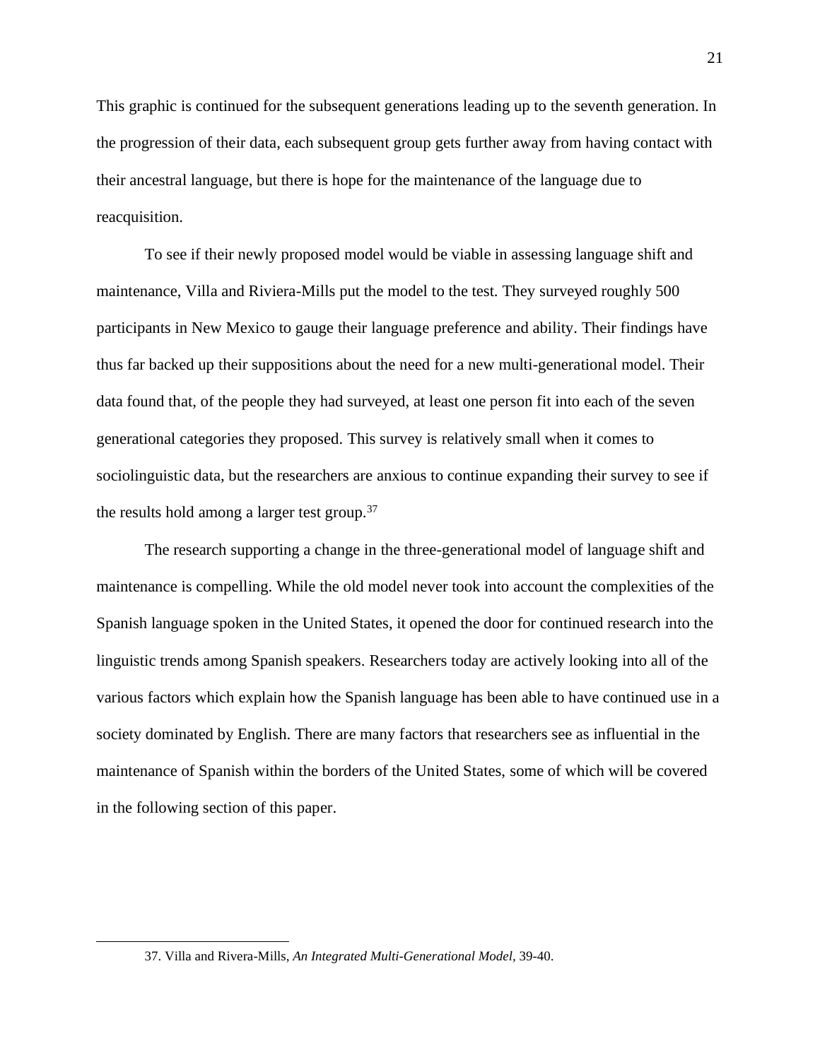This graphic is continued for the subsequent generations leading up to the seventh generation. In the progression of their data, each subsequent group gets further away from having contact with their ancestral language, but there is hope for the maintenance of the language due to reacquisition.

To see if their newly proposed model would be viable in assessing language shift and maintenance, Villa and Riviera-Mills put the model to the test. They surveyed roughly 500 participants in New Mexico to gauge their language preference and ability. Their findings have thus far backed up their suppositions about the need for a new multi-generational model. Their data found that, of the people they had surveyed, at least one person fit into each of the seven generational categories they proposed. This survey is relatively small when it comes to sociolinguistic data, but the researchers are anxious to continue expanding their survey to see if the results hold among a larger test group.[37]

The research supporting a change in the three-generational model of language shift and maintenance is compelling. While the old model never took into account the complexities of the Spanish language spoken in the United States, it opened the door for continued research into the linguistic trends among Spanish speakers. Researchers today are actively looking into all of the various factors which explain how the Spanish language has been able to have continued use in a society dominated by English. There are many factors that researchers see as influential in the maintenance of Spanish within the borders of the United States, some of which will be covered in the following section of this paper.

---

37. Villa and Rivera-Mills, *An Integrated Multi-Generational Model,* 39-40.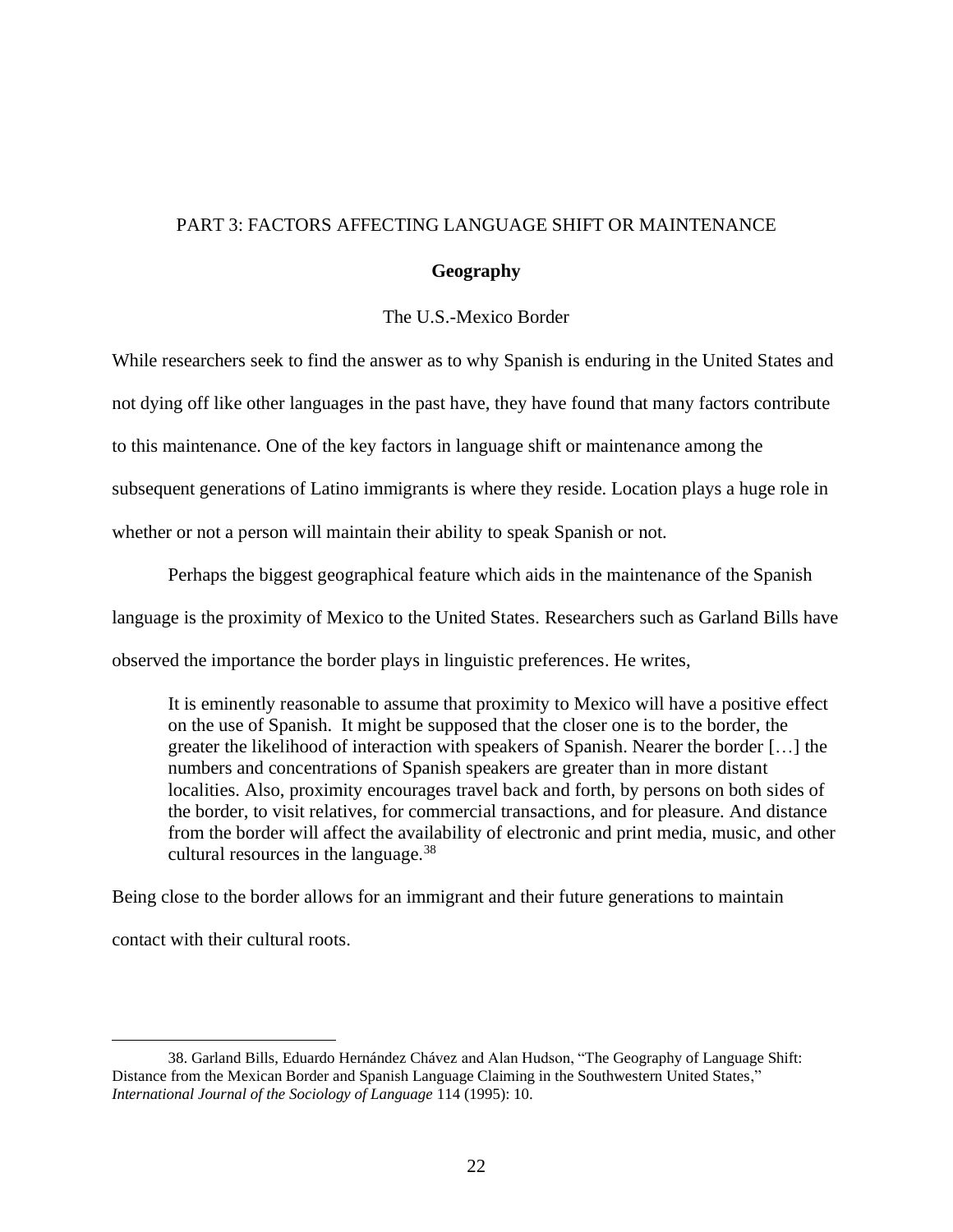# PART 3: FACTORS AFFECTING LANGUAGE SHIFT OR MAINTENANCE

## Geography

### The U.S.-Mexico Border

While researchers seek to find the answer as to why Spanish is enduring in the United States and not dying off like other languages in the past have, they have found that many factors contribute to this maintenance. One of the key factors in language shift or maintenance among the subsequent generations of Latino immigrants is where they reside. Location plays a huge role in whether or not a person will maintain their ability to speak Spanish or not.

Perhaps the biggest geographical feature which aids in the maintenance of the Spanish language is the proximity of Mexico to the United States. Researchers such as Garland Bills have observed the importance the border plays in linguistic preferences. He writes,

> It is eminently reasonable to assume that proximity to Mexico will have a positive effect on the use of Spanish. It might be supposed that the closer one is to the border, the greater the likelihood of interaction with speakers of Spanish. Nearer the border […] the numbers and concentrations of Spanish speakers are greater than in more distant localities. Also, proximity encourages travel back and forth, by persons on both sides of the border, to visit relatives, for commercial transactions, and for pleasure. And distance from the border will affect the availability of electronic and print media, music, and other cultural resources in the language.[38]

Being close to the border allows for an immigrant and their future generations to maintain contact with their cultural roots.

---

38. Garland Bills, Eduardo Hernández Chávez and Alan Hudson, "The Geography of Language Shift: Distance from the Mexican Border and Spanish Language Claiming in the Southwestern United States," *International Journal of the Sociology of Language* 114 (1995): 10.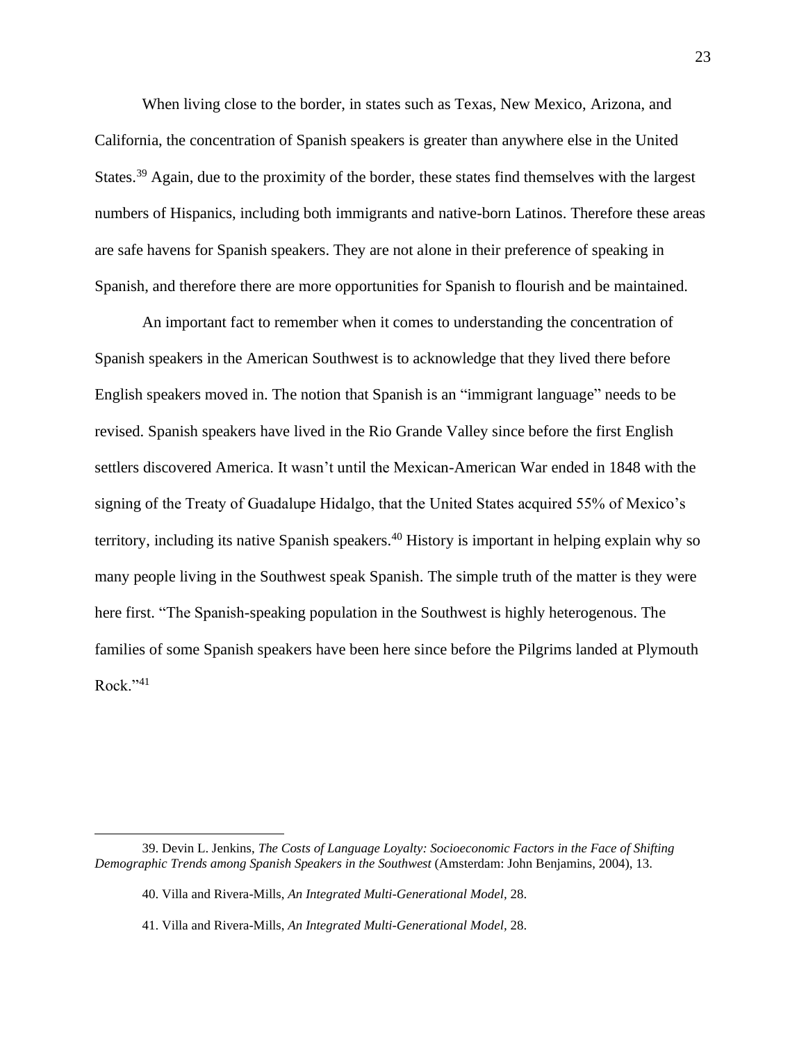When living close to the border, in states such as Texas, New Mexico, Arizona, and California, the concentration of Spanish speakers is greater than anywhere else in the United States.[39] Again, due to the proximity of the border, these states find themselves with the largest numbers of Hispanics, including both immigrants and native-born Latinos. Therefore these areas are safe havens for Spanish speakers. They are not alone in their preference of speaking in Spanish, and therefore there are more opportunities for Spanish to flourish and be maintained.

An important fact to remember when it comes to understanding the concentration of Spanish speakers in the American Southwest is to acknowledge that they lived there before English speakers moved in. The notion that Spanish is an "immigrant language" needs to be revised. Spanish speakers have lived in the Rio Grande Valley since before the first English settlers discovered America. It wasn't until the Mexican-American War ended in 1848 with the signing of the Treaty of Guadalupe Hidalgo, that the United States acquired 55% of Mexico's territory, including its native Spanish speakers.[40] History is important in helping explain why so many people living in the Southwest speak Spanish. The simple truth of the matter is they were here first. "The Spanish-speaking population in the Southwest is highly heterogenous. The families of some Spanish speakers have been here since before the Pilgrims landed at Plymouth Rock."[41]

---

39. Devin L. Jenkins, *The Costs of Language Loyalty: Socioeconomic Factors in the Face of Shifting Demographic Trends among Spanish Speakers in the Southwest* (Amsterdam: John Benjamins, 2004), 13.

40. Villa and Rivera-Mills, *An Integrated Multi-Generational Model*, 28.

41. Villa and Rivera-Mills, *An Integrated Multi-Generational Model*, 28.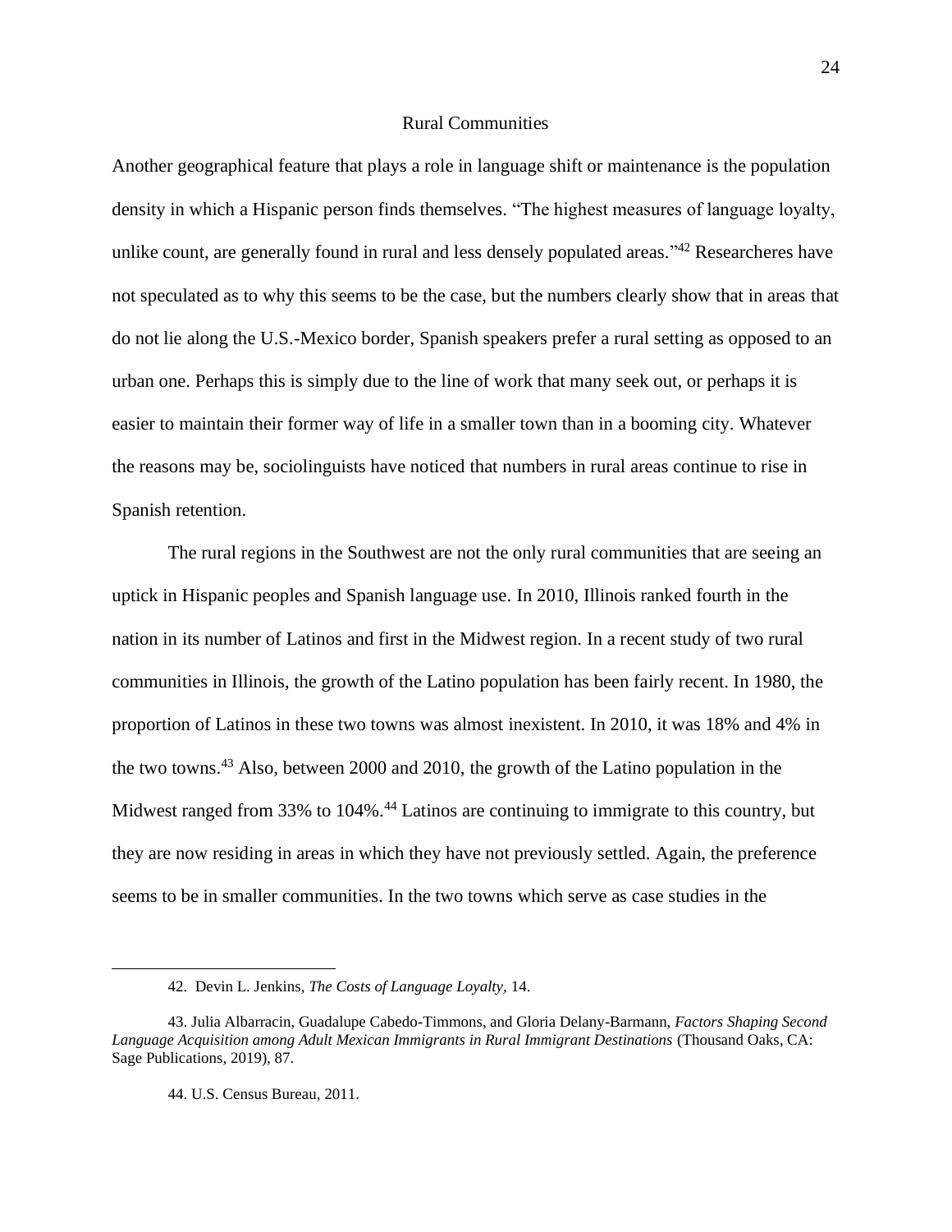## Rural Communities

Another geographical feature that plays a role in language shift or maintenance is the population density in which a Hispanic person finds themselves. "The highest measures of language loyalty, unlike count, are generally found in rural and less densely populated areas."[42] Researcheres have not speculated as to why this seems to be the case, but the numbers clearly show that in areas that do not lie along the U.S.-Mexico border, Spanish speakers prefer a rural setting as opposed to an urban one. Perhaps this is simply due to the line of work that many seek out, or perhaps it is easier to maintain their former way of life in a smaller town than in a booming city. Whatever the reasons may be, sociolinguists have noticed that numbers in rural areas continue to rise in Spanish retention.

The rural regions in the Southwest are not the only rural communities that are seeing an uptick in Hispanic peoples and Spanish language use. In 2010, Illinois ranked fourth in the nation in its number of Latinos and first in the Midwest region. In a recent study of two rural communities in Illinois, the growth of the Latino population has been fairly recent. In 1980, the proportion of Latinos in these two towns was almost inexistent. In 2010, it was 18% and 4% in the two towns.[43] Also, between 2000 and 2010, the growth of the Latino population in the Midwest ranged from 33% to 104%.[44] Latinos are continuing to immigrate to this country, but they are now residing in areas in which they have not previously settled. Again, the preference seems to be in smaller communities. In the two towns which serve as case studies in the

---

42. Devin L. Jenkins, *The Costs of Language Loyalty*, 14.

43. Julia Albarracin, Guadalupe Cabedo-Timmons, and Gloria Delany-Barmann, *Factors Shaping Second Language Acquisition among Adult Mexican Immigrants in Rural Immigrant Destinations* (Thousand Oaks, CA: Sage Publications, 2019), 87.

44. U.S. Census Bureau, 2011.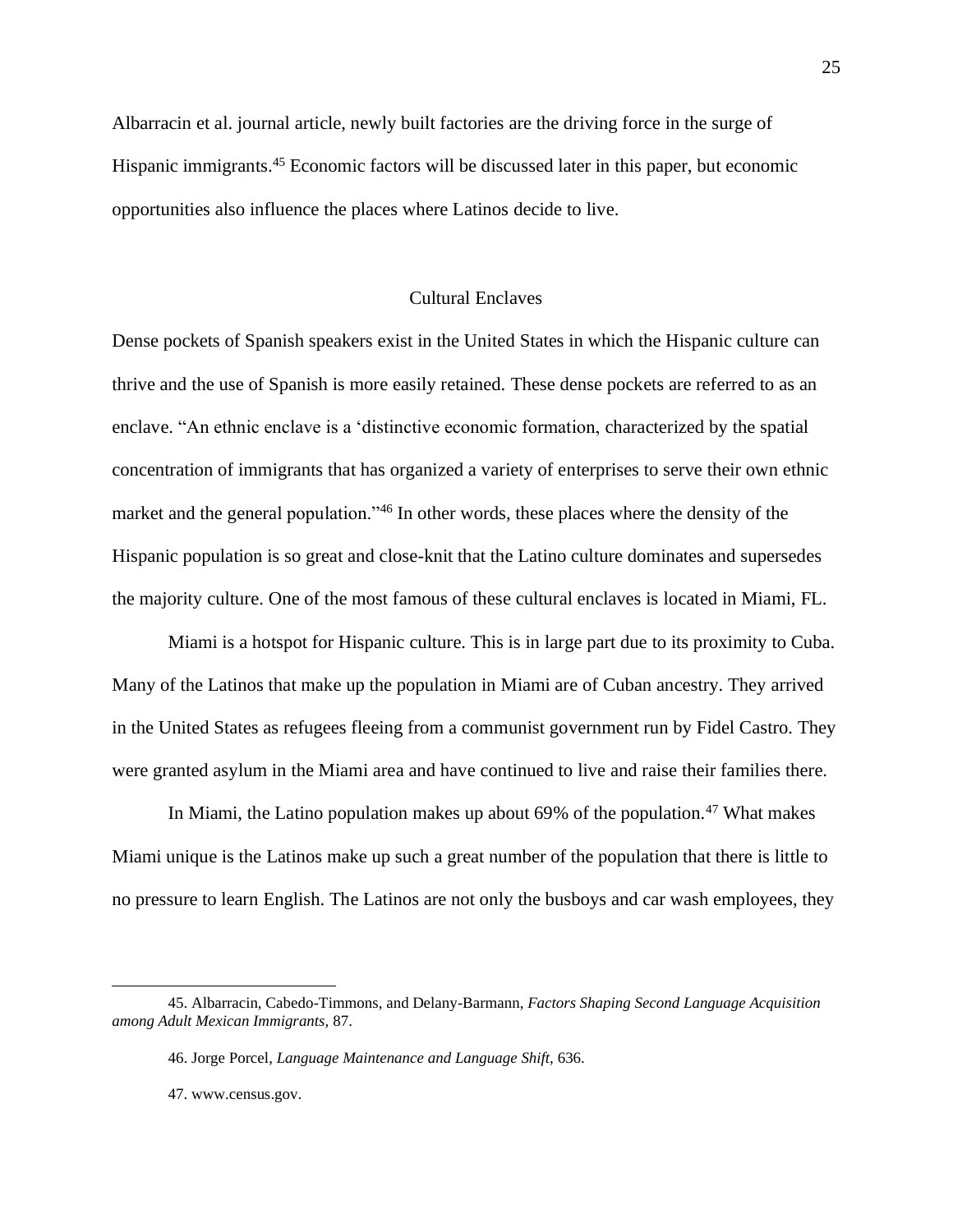Albarracin et al. journal article, newly built factories are the driving force in the surge of Hispanic immigrants.[45] Economic factors will be discussed later in this paper, but economic opportunities also influence the places where Latinos decide to live.

## Cultural Enclaves

Dense pockets of Spanish speakers exist in the United States in which the Hispanic culture can thrive and the use of Spanish is more easily retained. These dense pockets are referred to as an enclave. "An ethnic enclave is a 'distinctive economic formation, characterized by the spatial concentration of immigrants that has organized a variety of enterprises to serve their own ethnic market and the general population."[46] In other words, these places where the density of the Hispanic population is so great and close-knit that the Latino culture dominates and supersedes the majority culture. One of the most famous of these cultural enclaves is located in Miami, FL.

Miami is a hotspot for Hispanic culture. This is in large part due to its proximity to Cuba. Many of the Latinos that make up the population in Miami are of Cuban ancestry. They arrived in the United States as refugees fleeing from a communist government run by Fidel Castro. They were granted asylum in the Miami area and have continued to live and raise their families there.

In Miami, the Latino population makes up about 69% of the population.[47] What makes Miami unique is the Latinos make up such a great number of the population that there is little to no pressure to learn English. The Latinos are not only the busboys and car wash employees, they

---

45. Albarracin, Cabedo-Timmons, and Delany-Barmann, *Factors Shaping Second Language Acquisition among Adult Mexican Immigrants,* 87.

46. Jorge Porcel, *Language Maintenance and Language Shift,* 636.

47. www.census.gov.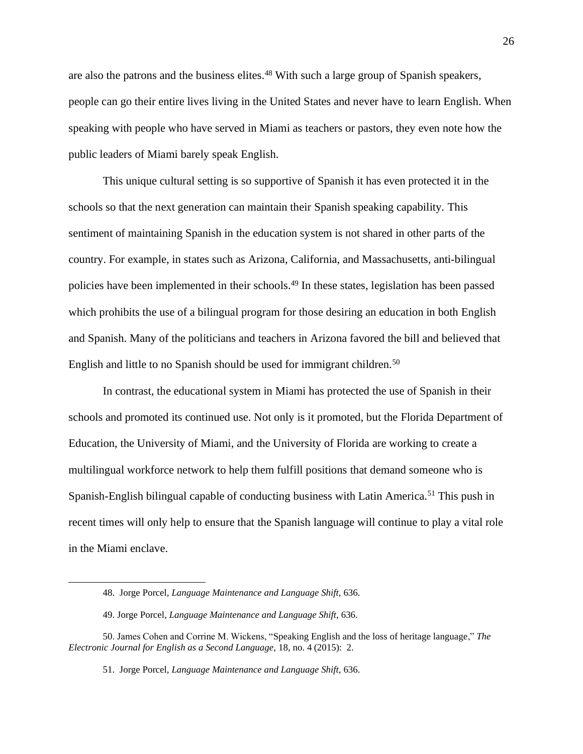are also the patrons and the business elites.[48] With such a large group of Spanish speakers, people can go their entire lives living in the United States and never have to learn English. When speaking with people who have served in Miami as teachers or pastors, they even note how the public leaders of Miami barely speak English.

This unique cultural setting is so supportive of Spanish it has even protected it in the schools so that the next generation can maintain their Spanish speaking capability. This sentiment of maintaining Spanish in the education system is not shared in other parts of the country. For example, in states such as Arizona, California, and Massachusetts, anti-bilingual policies have been implemented in their schools.[49] In these states, legislation has been passed which prohibits the use of a bilingual program for those desiring an education in both English and Spanish. Many of the politicians and teachers in Arizona favored the bill and believed that English and little to no Spanish should be used for immigrant children.[50]

In contrast, the educational system in Miami has protected the use of Spanish in their schools and promoted its continued use. Not only is it promoted, but the Florida Department of Education, the University of Miami, and the University of Florida are working to create a multilingual workforce network to help them fulfill positions that demand someone who is Spanish-English bilingual capable of conducting business with Latin America.[51] This push in recent times will only help to ensure that the Spanish language will continue to play a vital role in the Miami enclave.

---

48. Jorge Porcel, *Language Maintenance and Language Shift,* 636.

49. Jorge Porcel, *Language Maintenance and Language Shift,* 636.

50. James Cohen and Corrine M. Wickens, "Speaking English and the loss of heritage language," *The Electronic Journal for English as a Second Language,* 18, no. 4 (2015): 2.

51. Jorge Porcel, *Language Maintenance and Language Shift,* 636.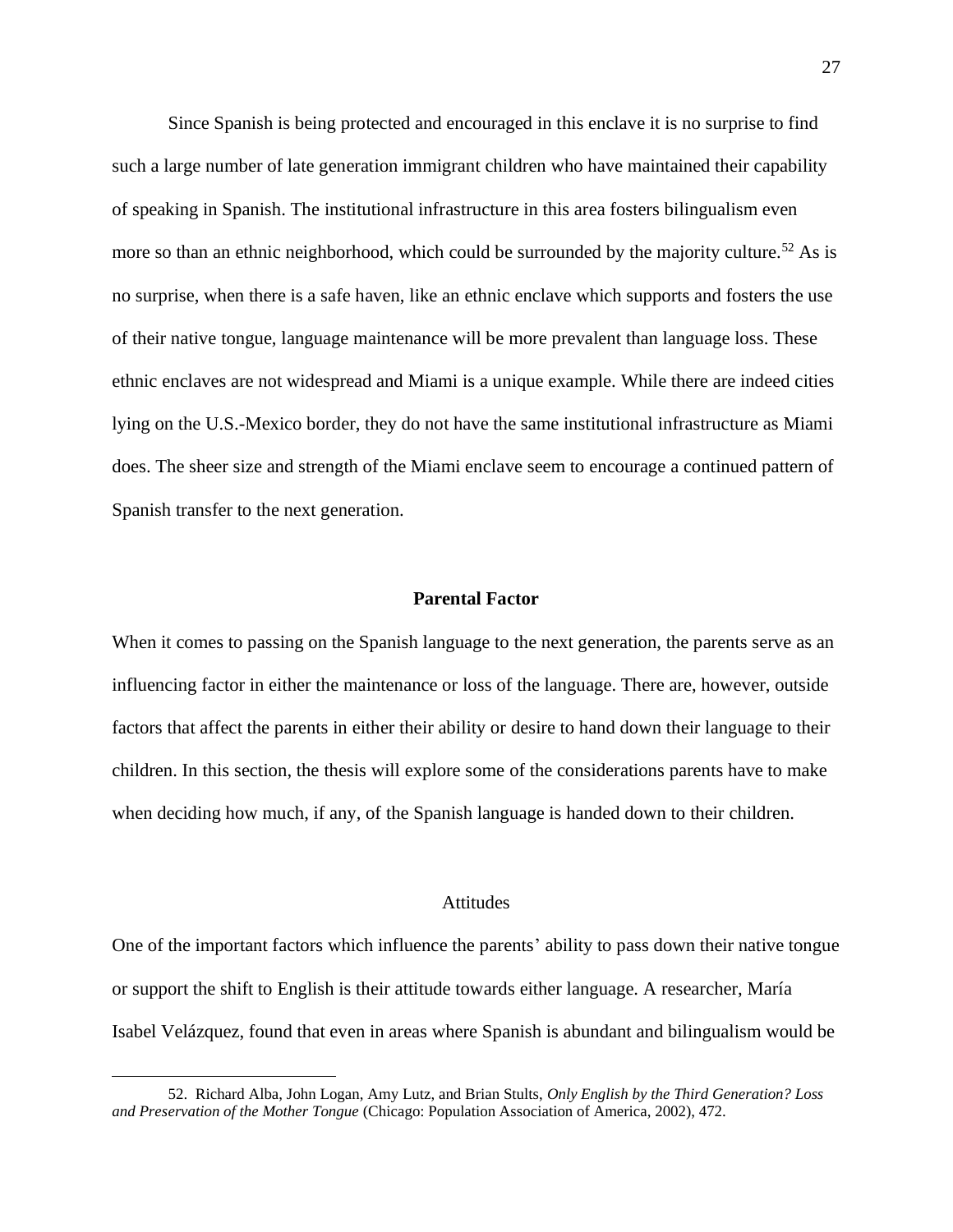Since Spanish is being protected and encouraged in this enclave it is no surprise to find such a large number of late generation immigrant children who have maintained their capability of speaking in Spanish. The institutional infrastructure in this area fosters bilingualism even more so than an ethnic neighborhood, which could be surrounded by the majority culture.[52] As is no surprise, when there is a safe haven, like an ethnic enclave which supports and fosters the use of their native tongue, language maintenance will be more prevalent than language loss. These ethnic enclaves are not widespread and Miami is a unique example. While there are indeed cities lying on the U.S.-Mexico border, they do not have the same institutional infrastructure as Miami does. The sheer size and strength of the Miami enclave seem to encourage a continued pattern of Spanish transfer to the next generation.

## Parental Factor

When it comes to passing on the Spanish language to the next generation, the parents serve as an influencing factor in either the maintenance or loss of the language. There are, however, outside factors that affect the parents in either their ability or desire to hand down their language to their children. In this section, the thesis will explore some of the considerations parents have to make when deciding how much, if any, of the Spanish language is handed down to their children.

### Attitudes

One of the important factors which influence the parents' ability to pass down their native tongue or support the shift to English is their attitude towards either language. A researcher, María Isabel Velázquez, found that even in areas where Spanish is abundant and bilingualism would be

---

52. Richard Alba, John Logan, Amy Lutz, and Brian Stults, *Only English by the Third Generation? Loss and Preservation of the Mother Tongue* (Chicago: Population Association of America, 2002), 472.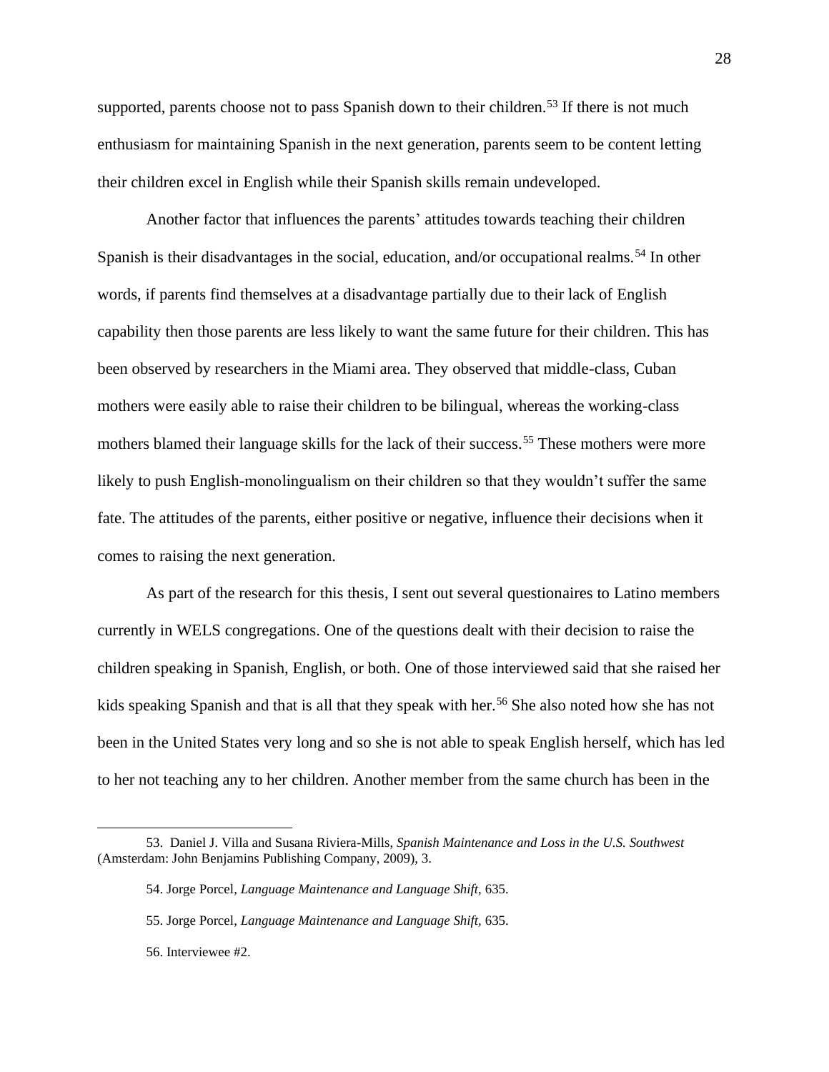supported, parents choose not to pass Spanish down to their children.[53] If there is not much enthusiasm for maintaining Spanish in the next generation, parents seem to be content letting their children excel in English while their Spanish skills remain undeveloped.

Another factor that influences the parents' attitudes towards teaching their children Spanish is their disadvantages in the social, education, and/or occupational realms.[54] In other words, if parents find themselves at a disadvantage partially due to their lack of English capability then those parents are less likely to want the same future for their children. This has been observed by researchers in the Miami area. They observed that middle-class, Cuban mothers were easily able to raise their children to be bilingual, whereas the working-class mothers blamed their language skills for the lack of their success.[55] These mothers were more likely to push English-monolingualism on their children so that they wouldn't suffer the same fate. The attitudes of the parents, either positive or negative, influence their decisions when it comes to raising the next generation.

As part of the research for this thesis, I sent out several questionaires to Latino members currently in WELS congregations. One of the questions dealt with their decision to raise the children speaking in Spanish, English, or both. One of those interviewed said that she raised her kids speaking Spanish and that is all that they speak with her.[56] She also noted how she has not been in the United States very long and so she is not able to speak English herself, which has led to her not teaching any to her children. Another member from the same church has been in the

---

53. Daniel J. Villa and Susana Riviera-Mills, *Spanish Maintenance and Loss in the U.S. Southwest* (Amsterdam: John Benjamins Publishing Company, 2009), 3.

54. Jorge Porcel, *Language Maintenance and Language Shift,* 635.

55. Jorge Porcel, *Language Maintenance and Language Shift,* 635.

56. Interviewee #2.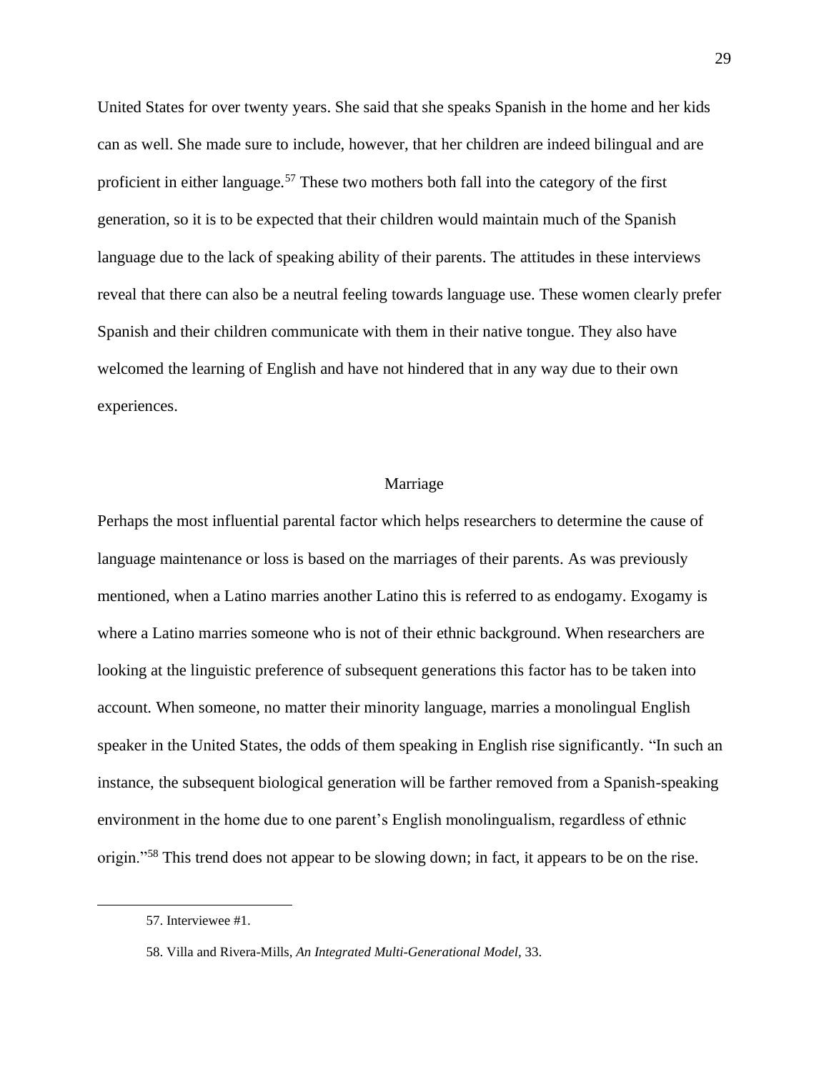United States for over twenty years. She said that she speaks Spanish in the home and her kids can as well. She made sure to include, however, that her children are indeed bilingual and are proficient in either language.[57] These two mothers both fall into the category of the first generation, so it is to be expected that their children would maintain much of the Spanish language due to the lack of speaking ability of their parents. The attitudes in these interviews reveal that there can also be a neutral feeling towards language use. These women clearly prefer Spanish and their children communicate with them in their native tongue. They also have welcomed the learning of English and have not hindered that in any way due to their own experiences.

## Marriage

Perhaps the most influential parental factor which helps researchers to determine the cause of language maintenance or loss is based on the marriages of their parents. As was previously mentioned, when a Latino marries another Latino this is referred to as endogamy. Exogamy is where a Latino marries someone who is not of their ethnic background. When researchers are looking at the linguistic preference of subsequent generations this factor has to be taken into account. When someone, no matter their minority language, marries a monolingual English speaker in the United States, the odds of them speaking in English rise significantly. "In such an instance, the subsequent biological generation will be farther removed from a Spanish-speaking environment in the home due to one parent's English monolingualism, regardless of ethnic origin."[58] This trend does not appear to be slowing down; in fact, it appears to be on the rise.

---

57. Interviewee #1.

58. Villa and Rivera-Mills, *An Integrated Multi-Generational Model*, 33.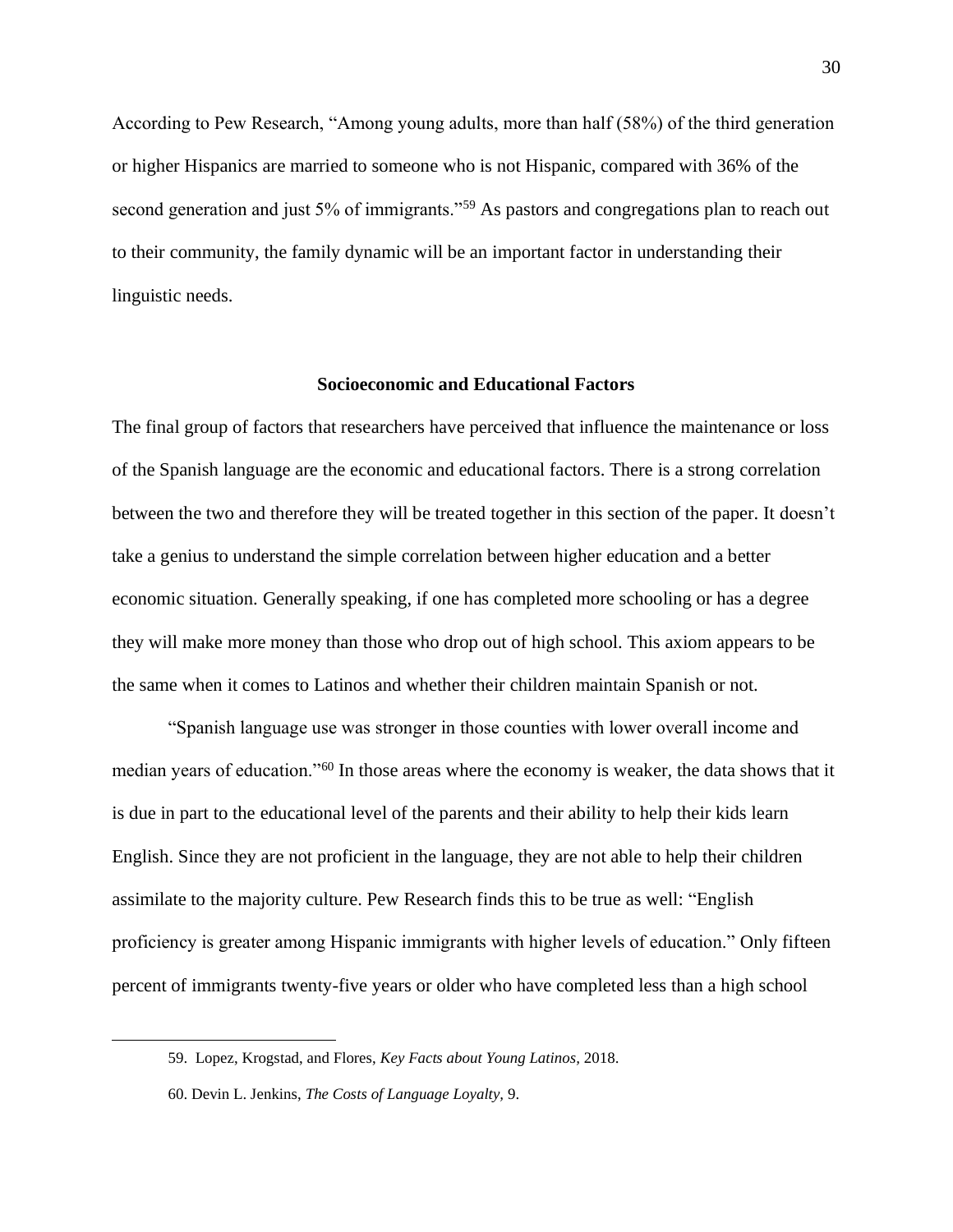According to Pew Research, "Among young adults, more than half (58%) of the third generation or higher Hispanics are married to someone who is not Hispanic, compared with 36% of the second generation and just 5% of immigrants."[59] As pastors and congregations plan to reach out to their community, the family dynamic will be an important factor in understanding their linguistic needs.

## Socioeconomic and Educational Factors

The final group of factors that researchers have perceived that influence the maintenance or loss of the Spanish language are the economic and educational factors. There is a strong correlation between the two and therefore they will be treated together in this section of the paper. It doesn't take a genius to understand the simple correlation between higher education and a better economic situation. Generally speaking, if one has completed more schooling or has a degree they will make more money than those who drop out of high school. This axiom appears to be the same when it comes to Latinos and whether their children maintain Spanish or not.

"Spanish language use was stronger in those counties with lower overall income and median years of education."[60] In those areas where the economy is weaker, the data shows that it is due in part to the educational level of the parents and their ability to help their kids learn English. Since they are not proficient in the language, they are not able to help their children assimilate to the majority culture. Pew Research finds this to be true as well: "English proficiency is greater among Hispanic immigrants with higher levels of education." Only fifteen percent of immigrants twenty-five years or older who have completed less than a high school

---

59. Lopez, Krogstad, and Flores, *Key Facts about Young Latinos,* 2018.

60. Devin L. Jenkins, *The Costs of Language Loyalty,* 9.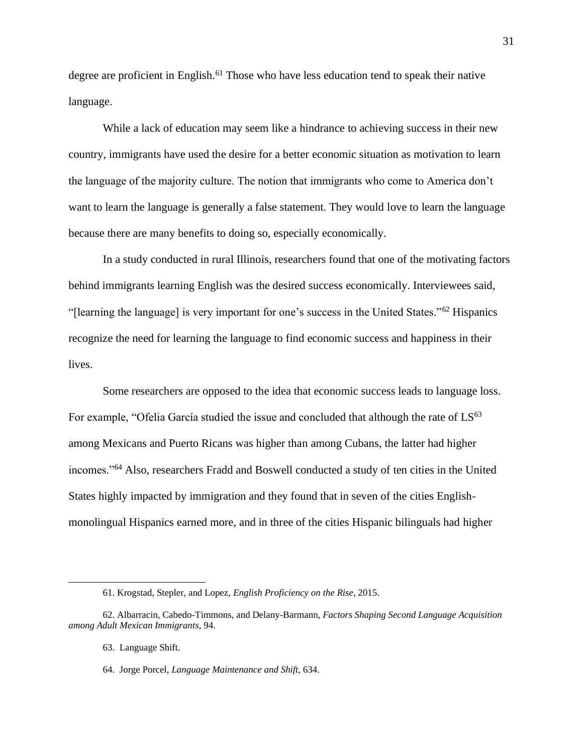degree are proficient in English.[61] Those who have less education tend to speak their native language.

While a lack of education may seem like a hindrance to achieving success in their new country, immigrants have used the desire for a better economic situation as motivation to learn the language of the majority culture. The notion that immigrants who come to America don't want to learn the language is generally a false statement. They would love to learn the language because there are many benefits to doing so, especially economically.

In a study conducted in rural Illinois, researchers found that one of the motivating factors behind immigrants learning English was the desired success economically. Interviewees said, "[learning the language] is very important for one's success in the United States."[62] Hispanics recognize the need for learning the language to find economic success and happiness in their lives.

Some researchers are opposed to the idea that economic success leads to language loss. For example, "Ofelia García studied the issue and concluded that although the rate of LS[63] among Mexicans and Puerto Ricans was higher than among Cubans, the latter had higher incomes."[64] Also, researchers Fradd and Boswell conducted a study of ten cities in the United States highly impacted by immigration and they found that in seven of the cities English-monolingual Hispanics earned more, and in three of the cities Hispanic bilinguals had higher

---

61. Krogstad, Stepler, and Lopez, *English Proficiency on the Rise,* 2015.

62. Albarracin, Cabedo-Timmons, and Delany-Barmann, *Factors Shaping Second Language Acquisition among Adult Mexican Immigrants,* 94.

63. Language Shift.

64. Jorge Porcel, *Language Maintenance and Shift,* 634.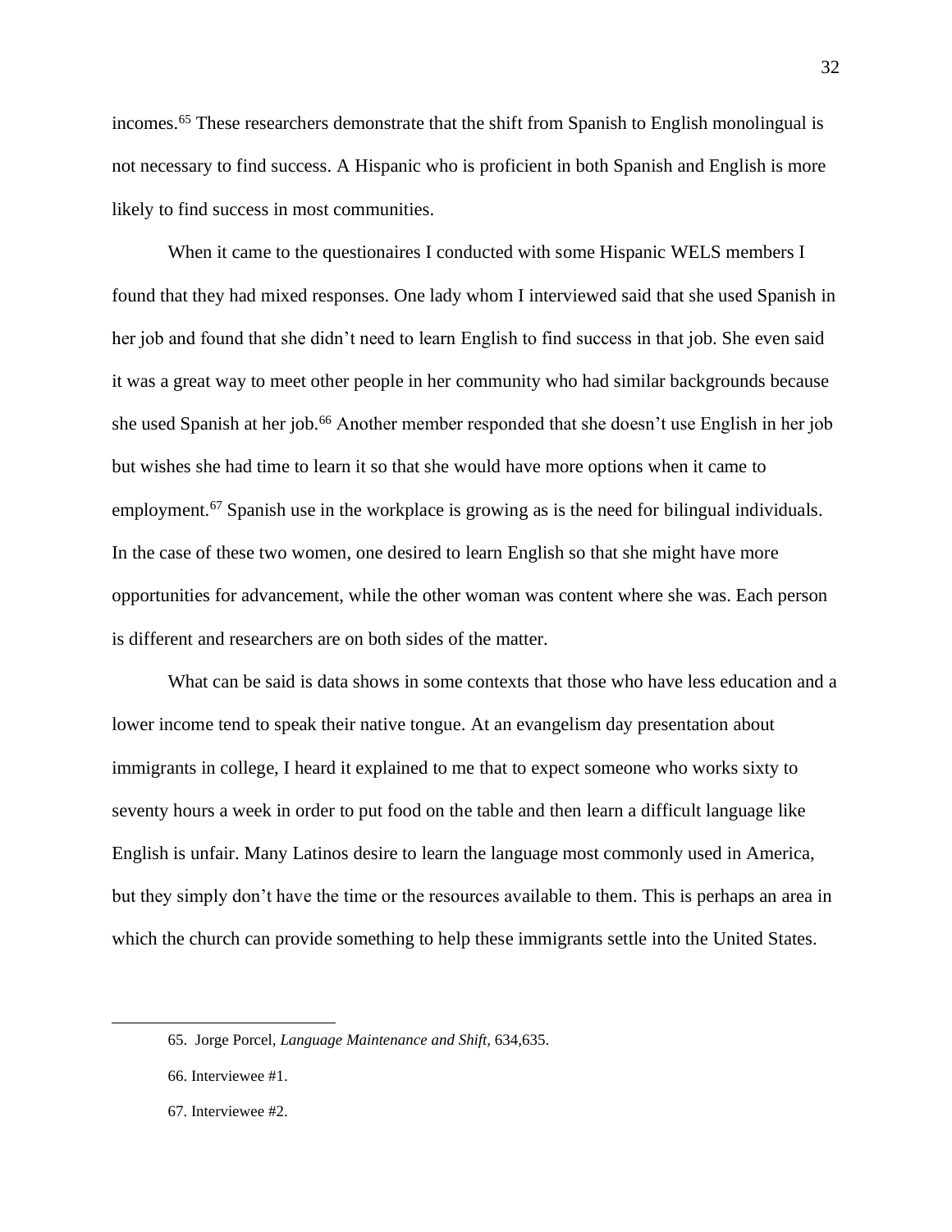incomes.[65] These researchers demonstrate that the shift from Spanish to English monolingual is not necessary to find success. A Hispanic who is proficient in both Spanish and English is more likely to find success in most communities.

When it came to the questionaires I conducted with some Hispanic WELS members I found that they had mixed responses. One lady whom I interviewed said that she used Spanish in her job and found that she didn't need to learn English to find success in that job. She even said it was a great way to meet other people in her community who had similar backgrounds because she used Spanish at her job.[66] Another member responded that she doesn't use English in her job but wishes she had time to learn it so that she would have more options when it came to employment.[67] Spanish use in the workplace is growing as is the need for bilingual individuals. In the case of these two women, one desired to learn English so that she might have more opportunities for advancement, while the other woman was content where she was. Each person is different and researchers are on both sides of the matter.

What can be said is data shows in some contexts that those who have less education and a lower income tend to speak their native tongue. At an evangelism day presentation about immigrants in college, I heard it explained to me that to expect someone who works sixty to seventy hours a week in order to put food on the table and then learn a difficult language like English is unfair. Many Latinos desire to learn the language most commonly used in America, but they simply don't have the time or the resources available to them. This is perhaps an area in which the church can provide something to help these immigrants settle into the United States.

---

65. Jorge Porcel, *Language Maintenance and Shift*, 634,635.

66. Interviewee #1.

67. Interviewee #2.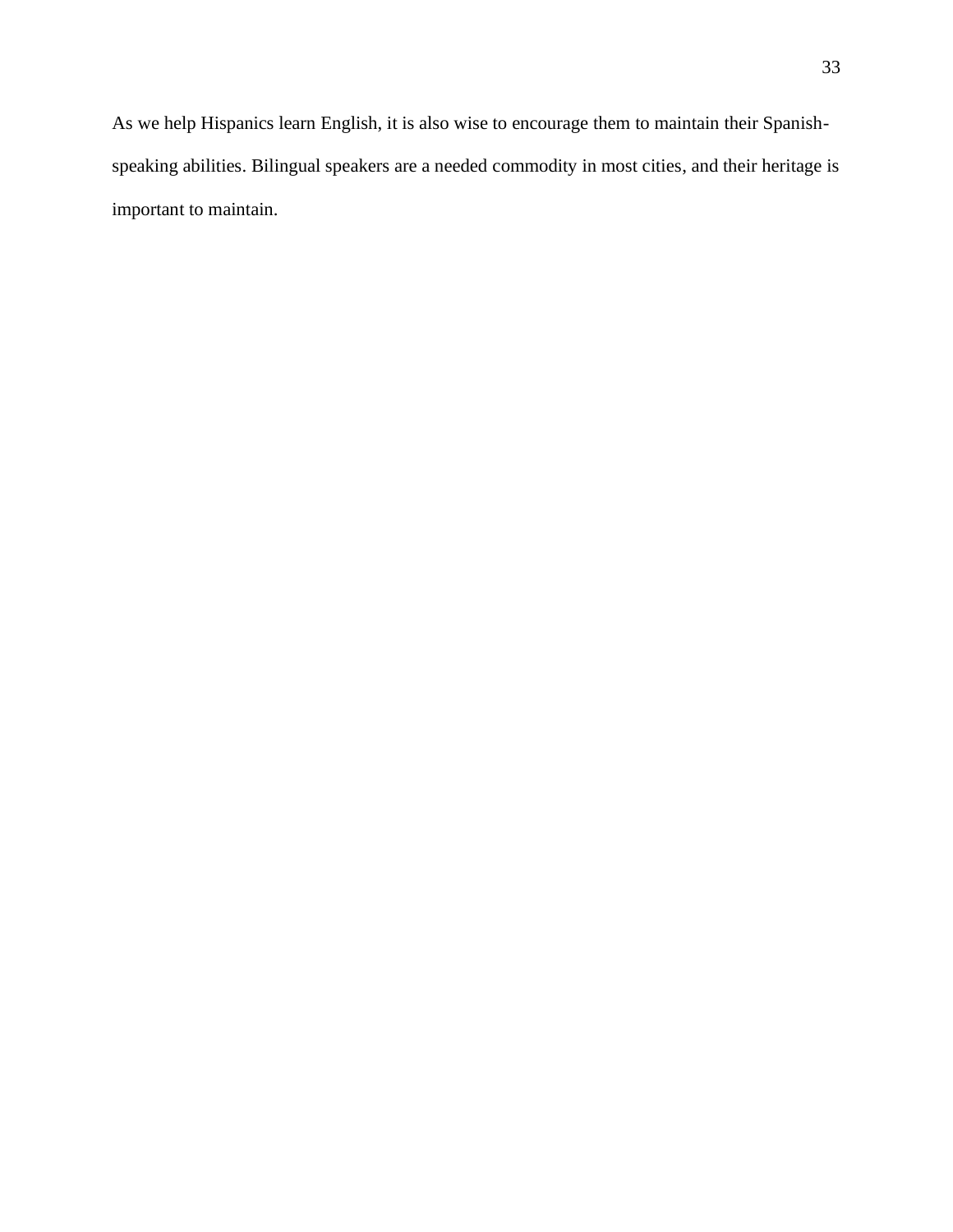As we help Hispanics learn English, it is also wise to encourage them to maintain their Spanish-speaking abilities. Bilingual speakers are a needed commodity in most cities, and their heritage is important to maintain.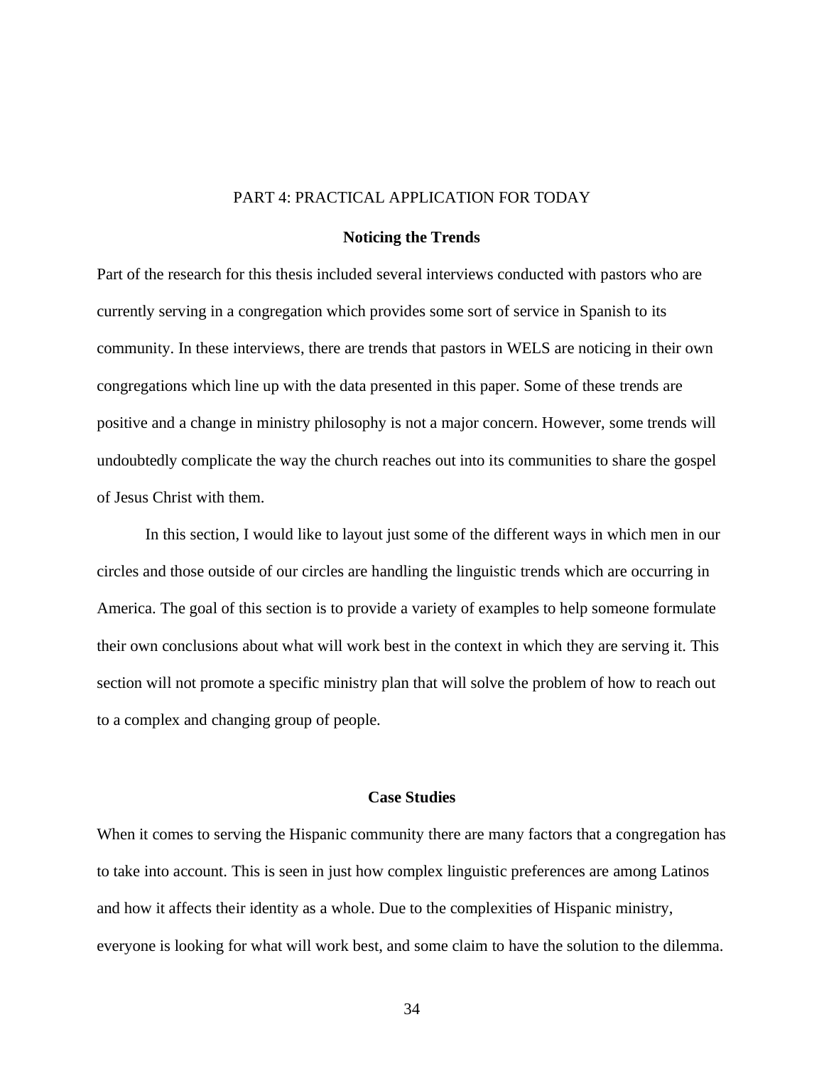# PART 4: PRACTICAL APPLICATION FOR TODAY

## Noticing the Trends

Part of the research for this thesis included several interviews conducted with pastors who are currently serving in a congregation which provides some sort of service in Spanish to its community. In these interviews, there are trends that pastors in WELS are noticing in their own congregations which line up with the data presented in this paper. Some of these trends are positive and a change in ministry philosophy is not a major concern. However, some trends will undoubtedly complicate the way the church reaches out into its communities to share the gospel of Jesus Christ with them.

In this section, I would like to layout just some of the different ways in which men in our circles and those outside of our circles are handling the linguistic trends which are occurring in America. The goal of this section is to provide a variety of examples to help someone formulate their own conclusions about what will work best in the context in which they are serving it. This section will not promote a specific ministry plan that will solve the problem of how to reach out to a complex and changing group of people.

## Case Studies

When it comes to serving the Hispanic community there are many factors that a congregation has to take into account. This is seen in just how complex linguistic preferences are among Latinos and how it affects their identity as a whole. Due to the complexities of Hispanic ministry, everyone is looking for what will work best, and some claim to have the solution to the dilemma.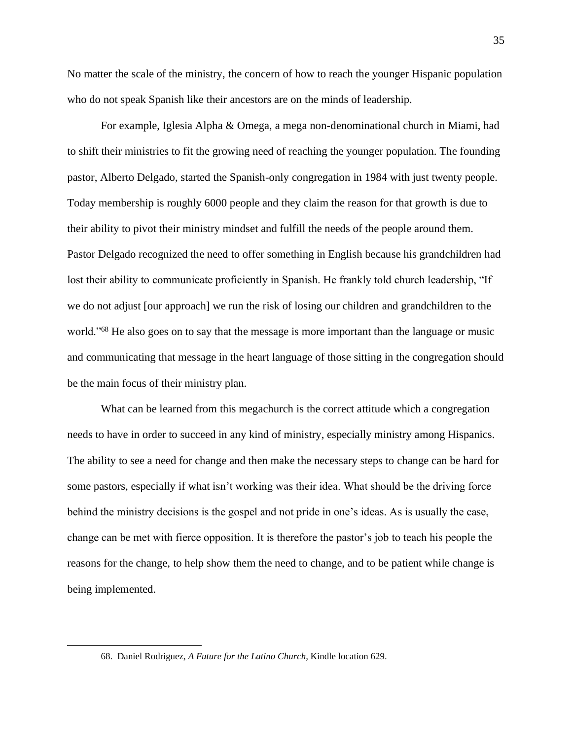No matter the scale of the ministry, the concern of how to reach the younger Hispanic population who do not speak Spanish like their ancestors are on the minds of leadership.

For example, Iglesia Alpha & Omega, a mega non-denominational church in Miami, had to shift their ministries to fit the growing need of reaching the younger population. The founding pastor, Alberto Delgado, started the Spanish-only congregation in 1984 with just twenty people. Today membership is roughly 6000 people and they claim the reason for that growth is due to their ability to pivot their ministry mindset and fulfill the needs of the people around them. Pastor Delgado recognized the need to offer something in English because his grandchildren had lost their ability to communicate proficiently in Spanish. He frankly told church leadership, "If we do not adjust [our approach] we run the risk of losing our children and grandchildren to the world."[68] He also goes on to say that the message is more important than the language or music and communicating that message in the heart language of those sitting in the congregation should be the main focus of their ministry plan.

What can be learned from this megachurch is the correct attitude which a congregation needs to have in order to succeed in any kind of ministry, especially ministry among Hispanics. The ability to see a need for change and then make the necessary steps to change can be hard for some pastors, especially if what isn't working was their idea. What should be the driving force behind the ministry decisions is the gospel and not pride in one's ideas. As is usually the case, change can be met with fierce opposition. It is therefore the pastor's job to teach his people the reasons for the change, to help show them the need to change, and to be patient while change is being implemented.

---

68. Daniel Rodriguez, *A Future for the Latino Church,* Kindle location 629.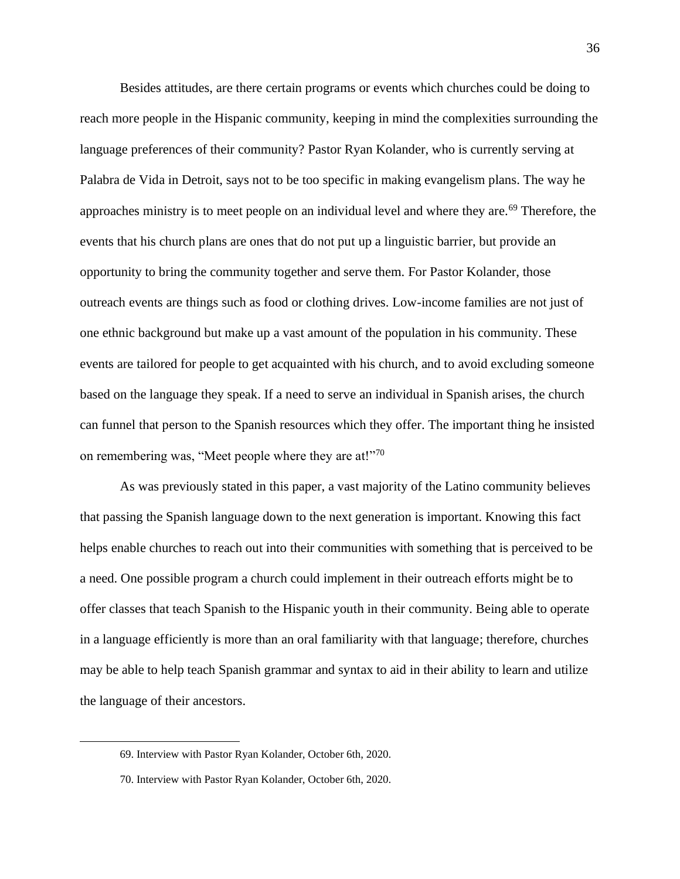Besides attitudes, are there certain programs or events which churches could be doing to reach more people in the Hispanic community, keeping in mind the complexities surrounding the language preferences of their community? Pastor Ryan Kolander, who is currently serving at Palabra de Vida in Detroit, says not to be too specific in making evangelism plans. The way he approaches ministry is to meet people on an individual level and where they are.[69] Therefore, the events that his church plans are ones that do not put up a linguistic barrier, but provide an opportunity to bring the community together and serve them. For Pastor Kolander, those outreach events are things such as food or clothing drives. Low-income families are not just of one ethnic background but make up a vast amount of the population in his community. These events are tailored for people to get acquainted with his church, and to avoid excluding someone based on the language they speak. If a need to serve an individual in Spanish arises, the church can funnel that person to the Spanish resources which they offer. The important thing he insisted on remembering was, "Meet people where they are at!"[70]

As was previously stated in this paper, a vast majority of the Latino community believes that passing the Spanish language down to the next generation is important. Knowing this fact helps enable churches to reach out into their communities with something that is perceived to be a need. One possible program a church could implement in their outreach efforts might be to offer classes that teach Spanish to the Hispanic youth in their community. Being able to operate in a language efficiently is more than an oral familiarity with that language; therefore, churches may be able to help teach Spanish grammar and syntax to aid in their ability to learn and utilize the language of their ancestors.

---

69. Interview with Pastor Ryan Kolander, October 6th, 2020.

70. Interview with Pastor Ryan Kolander, October 6th, 2020.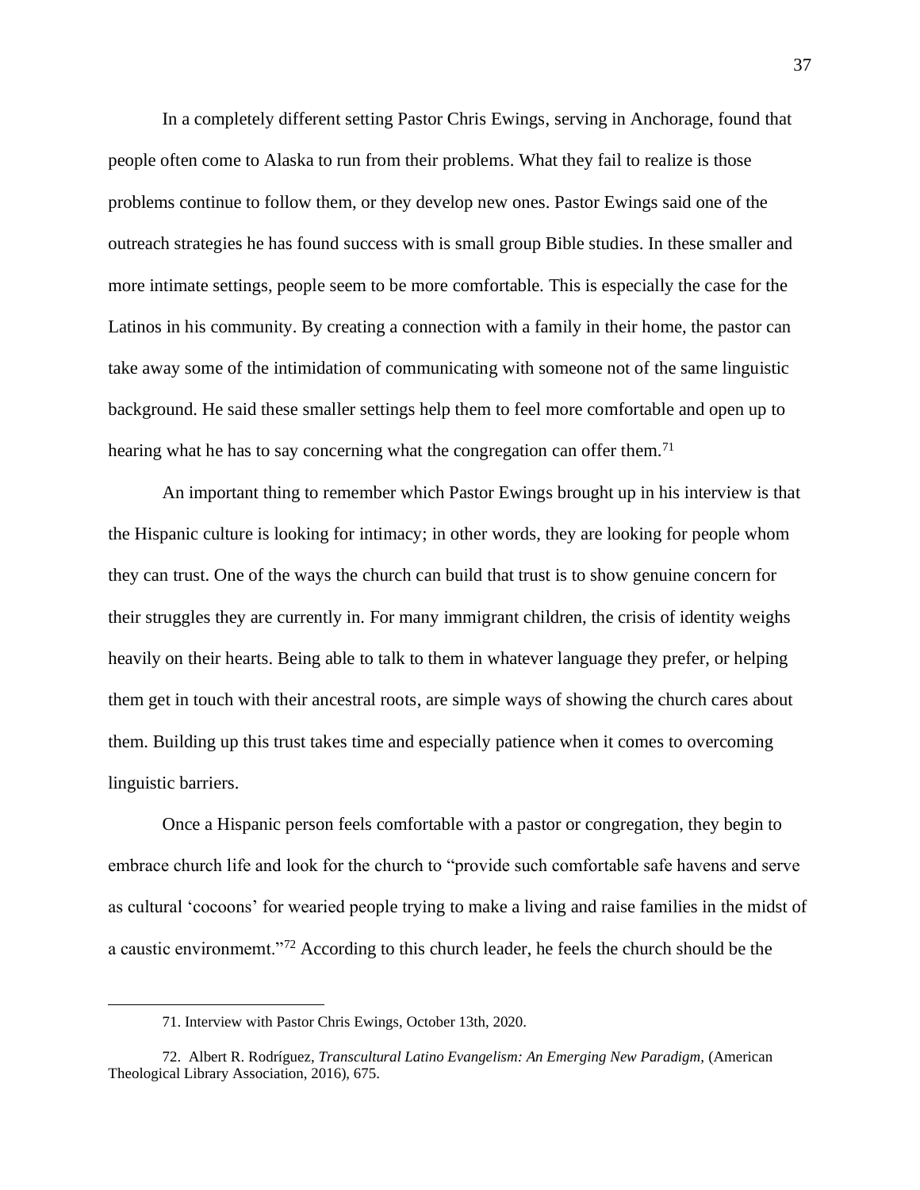In a completely different setting Pastor Chris Ewings, serving in Anchorage, found that people often come to Alaska to run from their problems. What they fail to realize is those problems continue to follow them, or they develop new ones. Pastor Ewings said one of the outreach strategies he has found success with is small group Bible studies. In these smaller and more intimate settings, people seem to be more comfortable. This is especially the case for the Latinos in his community. By creating a connection with a family in their home, the pastor can take away some of the intimidation of communicating with someone not of the same linguistic background. He said these smaller settings help them to feel more comfortable and open up to hearing what he has to say concerning what the congregation can offer them.[71]

An important thing to remember which Pastor Ewings brought up in his interview is that the Hispanic culture is looking for intimacy; in other words, they are looking for people whom they can trust. One of the ways the church can build that trust is to show genuine concern for their struggles they are currently in. For many immigrant children, the crisis of identity weighs heavily on their hearts. Being able to talk to them in whatever language they prefer, or helping them get in touch with their ancestral roots, are simple ways of showing the church cares about them. Building up this trust takes time and especially patience when it comes to overcoming linguistic barriers.

Once a Hispanic person feels comfortable with a pastor or congregation, they begin to embrace church life and look for the church to "provide such comfortable safe havens and serve as cultural 'cocoons' for wearied people trying to make a living and raise families in the midst of a caustic environmemt."[72] According to this church leader, he feels the church should be the

---

71. Interview with Pastor Chris Ewings, October 13th, 2020.

72. Albert R. Rodríguez, *Transcultural Latino Evangelism: An Emerging New Paradigm*, (American Theological Library Association, 2016), 675.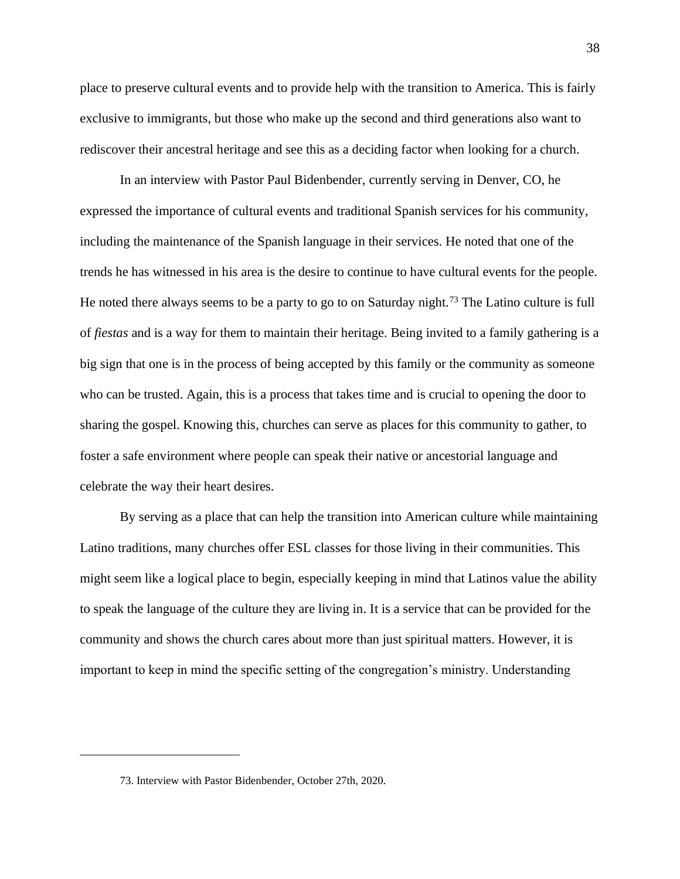place to preserve cultural events and to provide help with the transition to America. This is fairly exclusive to immigrants, but those who make up the second and third generations also want to rediscover their ancestral heritage and see this as a deciding factor when looking for a church.

In an interview with Pastor Paul Bidenbender, currently serving in Denver, CO, he expressed the importance of cultural events and traditional Spanish services for his community, including the maintenance of the Spanish language in their services. He noted that one of the trends he has witnessed in his area is the desire to continue to have cultural events for the people. He noted there always seems to be a party to go to on Saturday night.[73] The Latino culture is full of *fiestas* and is a way for them to maintain their heritage. Being invited to a family gathering is a big sign that one is in the process of being accepted by this family or the community as someone who can be trusted. Again, this is a process that takes time and is crucial to opening the door to sharing the gospel. Knowing this, churches can serve as places for this community to gather, to foster a safe environment where people can speak their native or ancestorial language and celebrate the way their heart desires.

By serving as a place that can help the transition into American culture while maintaining Latino traditions, many churches offer ESL classes for those living in their communities. This might seem like a logical place to begin, especially keeping in mind that Latinos value the ability to speak the language of the culture they are living in. It is a service that can be provided for the community and shows the church cares about more than just spiritual matters. However, it is important to keep in mind the specific setting of the congregation's ministry. Understanding

---

73. Interview with Pastor Bidenbender, October 27th, 2020.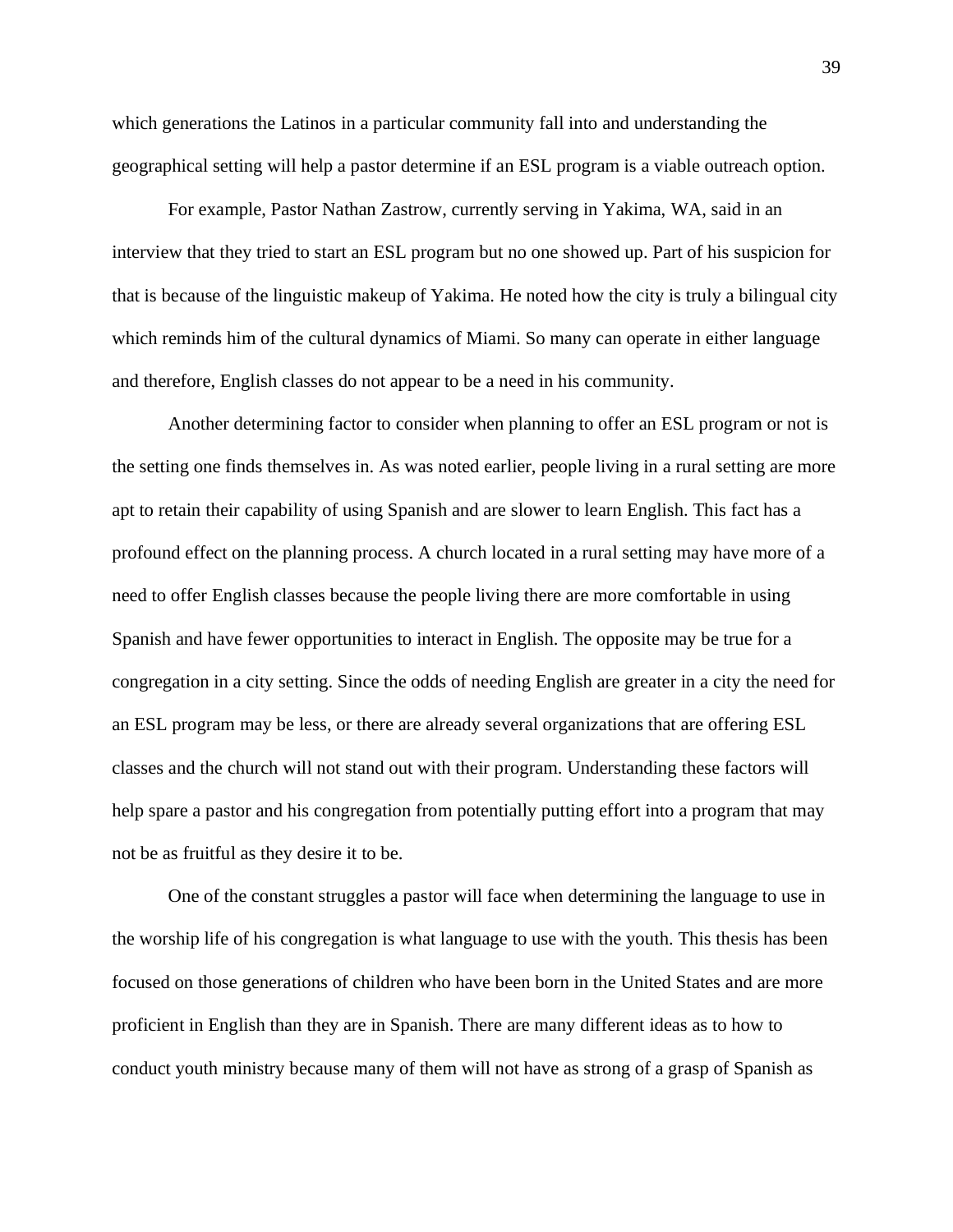which generations the Latinos in a particular community fall into and understanding the geographical setting will help a pastor determine if an ESL program is a viable outreach option.

For example, Pastor Nathan Zastrow, currently serving in Yakima, WA, said in an interview that they tried to start an ESL program but no one showed up. Part of his suspicion for that is because of the linguistic makeup of Yakima. He noted how the city is truly a bilingual city which reminds him of the cultural dynamics of Miami. So many can operate in either language and therefore, English classes do not appear to be a need in his community.

Another determining factor to consider when planning to offer an ESL program or not is the setting one finds themselves in. As was noted earlier, people living in a rural setting are more apt to retain their capability of using Spanish and are slower to learn English. This fact has a profound effect on the planning process. A church located in a rural setting may have more of a need to offer English classes because the people living there are more comfortable in using Spanish and have fewer opportunities to interact in English. The opposite may be true for a congregation in a city setting. Since the odds of needing English are greater in a city the need for an ESL program may be less, or there are already several organizations that are offering ESL classes and the church will not stand out with their program. Understanding these factors will help spare a pastor and his congregation from potentially putting effort into a program that may not be as fruitful as they desire it to be.

One of the constant struggles a pastor will face when determining the language to use in the worship life of his congregation is what language to use with the youth. This thesis has been focused on those generations of children who have been born in the United States and are more proficient in English than they are in Spanish. There are many different ideas as to how to conduct youth ministry because many of them will not have as strong of a grasp of Spanish as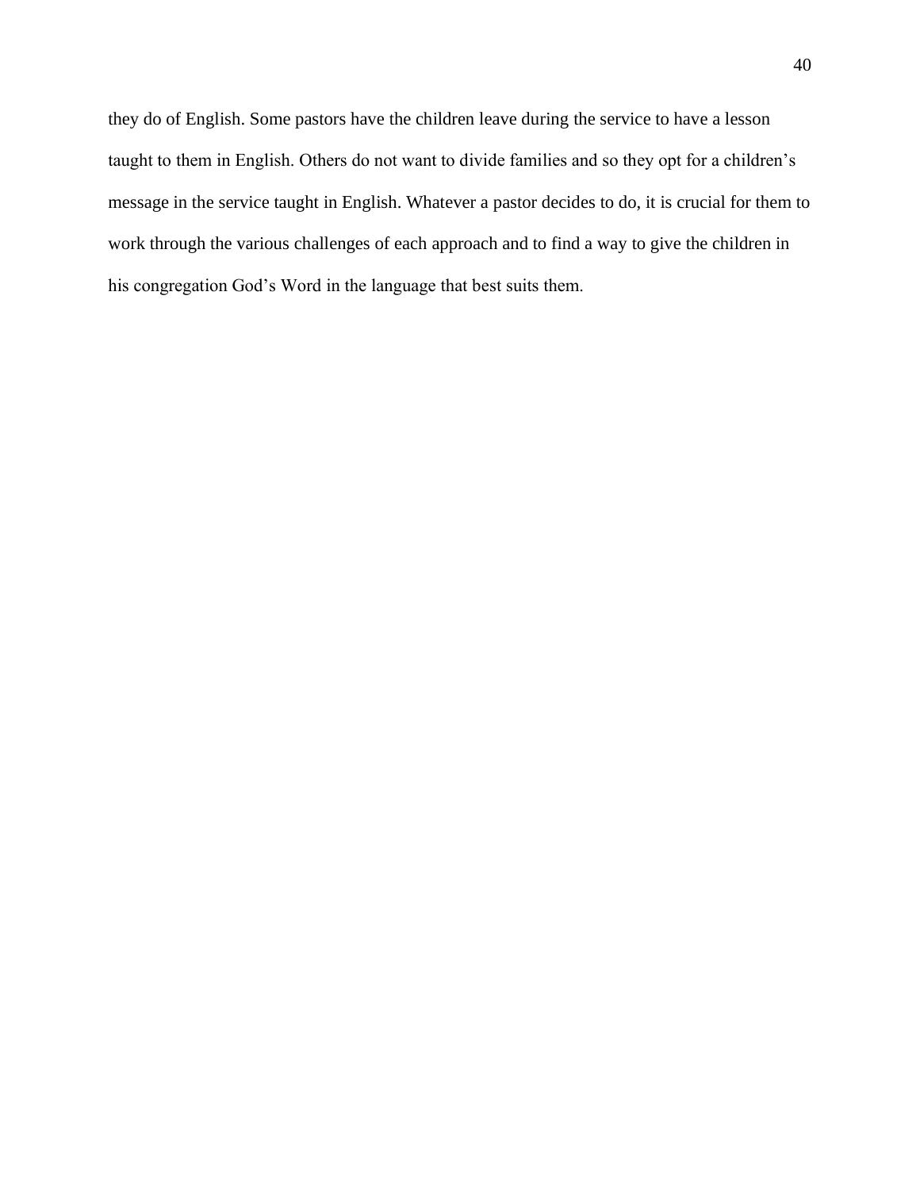they do of English. Some pastors have the children leave during the service to have a lesson taught to them in English. Others do not want to divide families and so they opt for a children's message in the service taught in English. Whatever a pastor decides to do, it is crucial for them to work through the various challenges of each approach and to find a way to give the children in his congregation God's Word in the language that best suits them.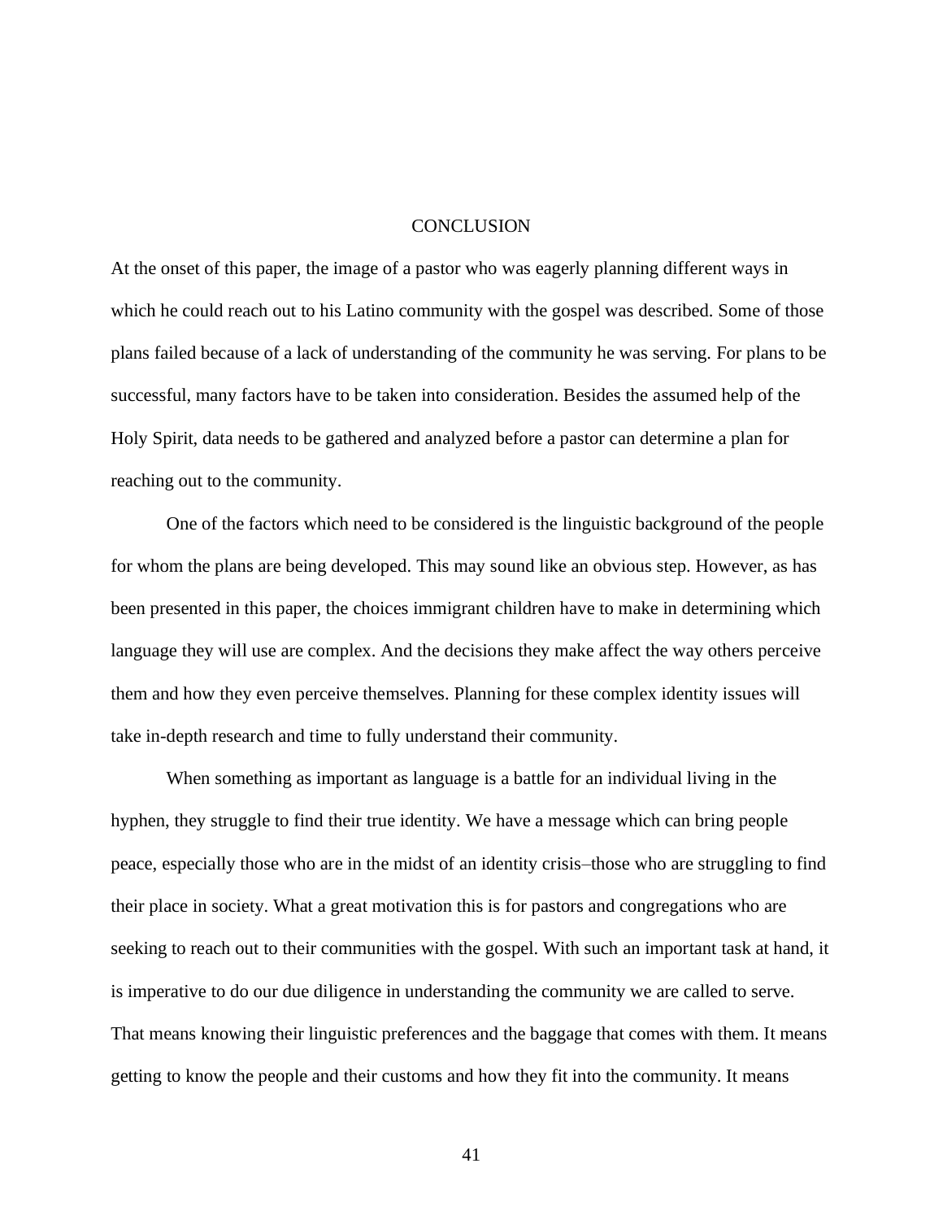# CONCLUSION

At the onset of this paper, the image of a pastor who was eagerly planning different ways in which he could reach out to his Latino community with the gospel was described. Some of those plans failed because of a lack of understanding of the community he was serving. For plans to be successful, many factors have to be taken into consideration. Besides the assumed help of the Holy Spirit, data needs to be gathered and analyzed before a pastor can determine a plan for reaching out to the community.

One of the factors which need to be considered is the linguistic background of the people for whom the plans are being developed. This may sound like an obvious step. However, as has been presented in this paper, the choices immigrant children have to make in determining which language they will use are complex. And the decisions they make affect the way others perceive them and how they even perceive themselves. Planning for these complex identity issues will take in-depth research and time to fully understand their community.

When something as important as language is a battle for an individual living in the hyphen, they struggle to find their true identity. We have a message which can bring people peace, especially those who are in the midst of an identity crisis–those who are struggling to find their place in society. What a great motivation this is for pastors and congregations who are seeking to reach out to their communities with the gospel. With such an important task at hand, it is imperative to do our due diligence in understanding the community we are called to serve. That means knowing their linguistic preferences and the baggage that comes with them. It means getting to know the people and their customs and how they fit into the community. It means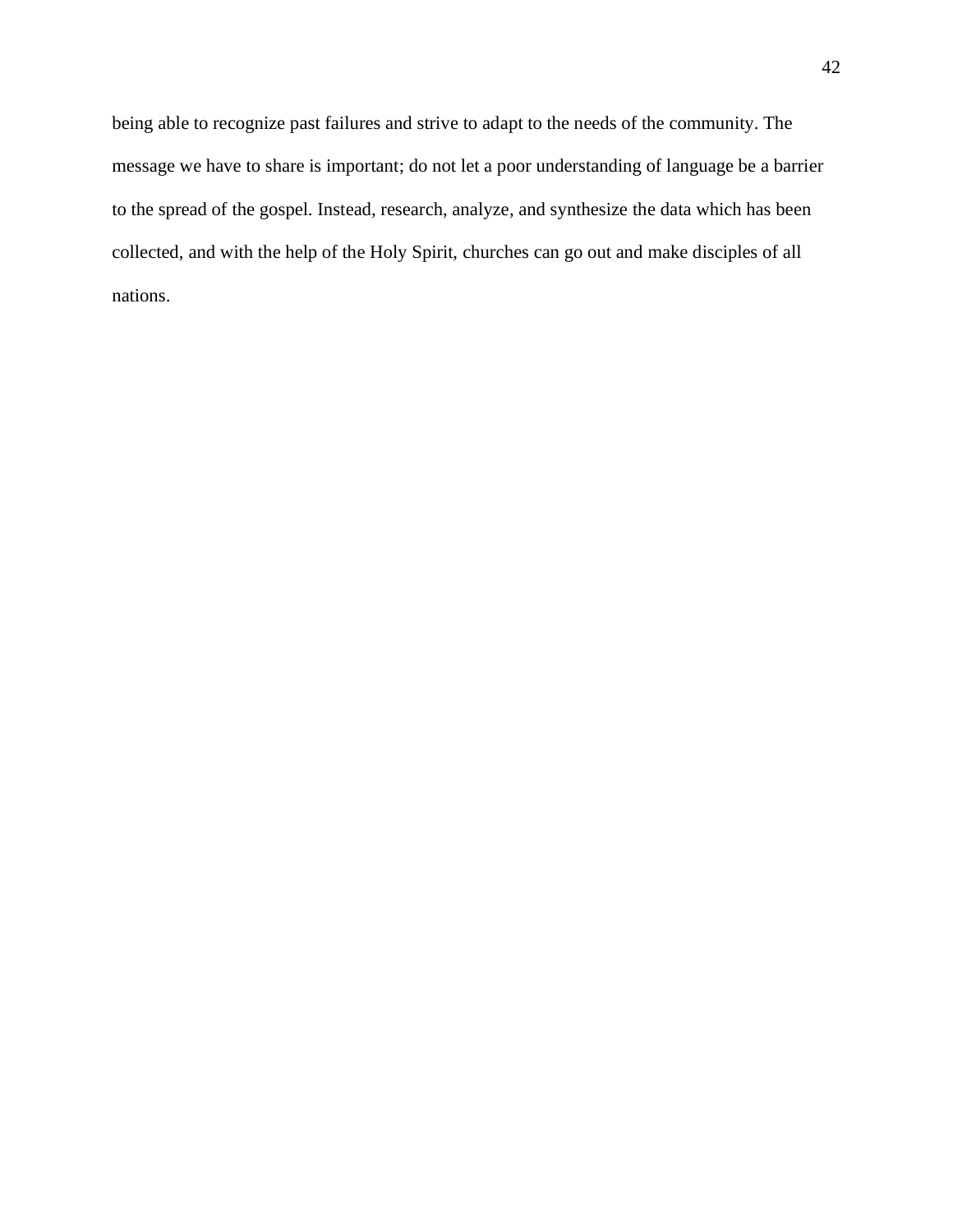being able to recognize past failures and strive to adapt to the needs of the community. The message we have to share is important; do not let a poor understanding of language be a barrier to the spread of the gospel. Instead, research, analyze, and synthesize the data which has been collected, and with the help of the Holy Spirit, churches can go out and make disciples of all nations.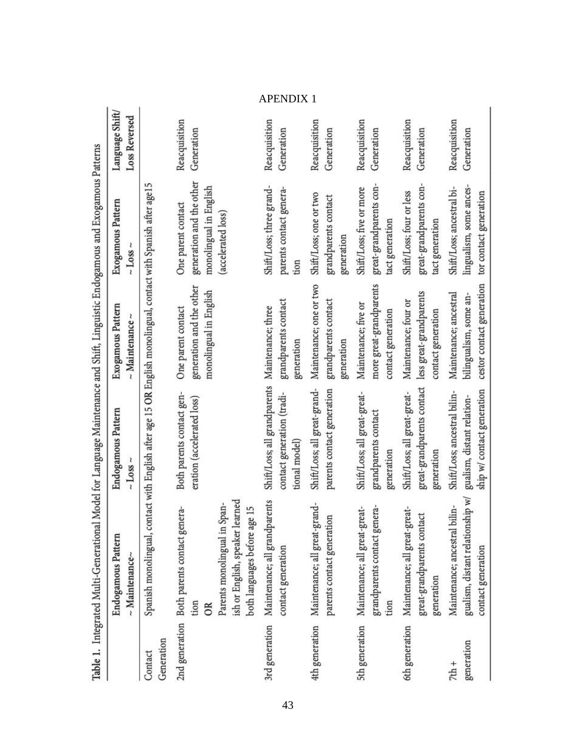# APENDIX 1

**Table 1.** Integrated Multi-Generational Model for Language Maintenance and Shift, Linguistic Endogamous and Exogamous Patterns

| Contact Generation | Endogamous Pattern ~ Maintenance~ | Endogamous Pattern ~ Loss ~ | Exogamous Pattern ~ Maintenance ~ | Exogamous Pattern ~ Loss ~ | Language Shift/ Loss Reversed |
|---|---|---|---|---|---|
| | Spanish monolingual, contact with English after age 15 **OR** English monolingual, contact with Spanish after age15 | | | | |
| 2nd generation | Both parents contact generation **OR** Parents monolingual in Spanish or English, speaker learned both languages before age 15 | Both parents contact generation (accelerated loss) | One parent contact generation and the other monolingual in English | One parent contact generation and the other monolingual in English (accelerated loss) | Reacquisition Generation |
| 3rd generation | Maintenance; all grandparents contact generation | Shift/Loss; all grandparents contact generation (traditional model) | Maintenance; three grandparents contact generation | Shift/Loss; three grandparents contact generation | Reacquisition Generation |
| 4th generation | Maintenance; all great-grandparents contact generation | Shift/Loss; all great-grandparents contact generation | Maintenance; one or two grandparents contact generation | Shift/Loss; one or two grandparents contact generation | Reacquisition Generation |
| 5th generation | Maintenance; all great-great-grandparents contact generation | Shift/Loss; all great-great-grandparents contact generation | Maintenance; five or more great-grandparents contact generation | Shift/Loss; five or more great-grandparents contact generation | Reacquisition Generation |
| 6th generation | Maintenance; all great-great-great-grandparents contact generation | Shift/Loss; all great-great-great-grandparents contact generation | Maintenance; four or less great-grandparents contact generation | Shift/Loss; four or less great-grandparents contact generation | Reacquisition Generation |
| 7th + generation | Maintenance; ancestral bilingualism, distant relationship w/ contact generation | Shift/Loss; ancestral bilingualism, distant relationship w/ contact generation | Maintenance; ancestral bilingualism, some ancestor contact generation | Shift/Loss; ancestral bilingualism, some ancestor contact generation | Reacquisition Generation |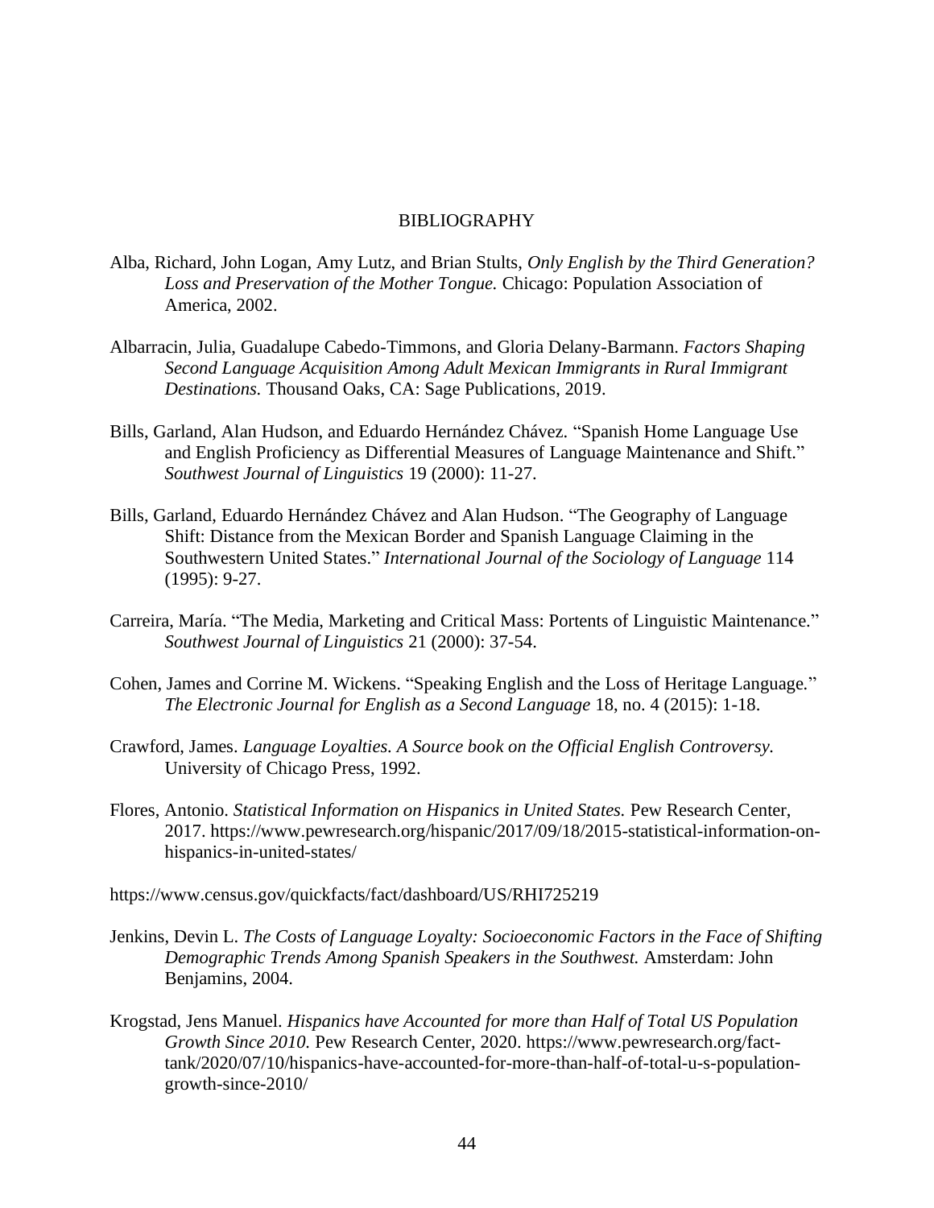# BIBLIOGRAPHY

Alba, Richard, John Logan, Amy Lutz, and Brian Stults, *Only English by the Third Generation? Loss and Preservation of the Mother Tongue.* Chicago: Population Association of America, 2002.

Albarracin, Julia, Guadalupe Cabedo-Timmons, and Gloria Delany-Barmann. *Factors Shaping Second Language Acquisition Among Adult Mexican Immigrants in Rural Immigrant Destinations.* Thousand Oaks, CA: Sage Publications, 2019.

Bills, Garland, Alan Hudson, and Eduardo Hernández Chávez. "Spanish Home Language Use and English Proficiency as Differential Measures of Language Maintenance and Shift." *Southwest Journal of Linguistics* 19 (2000): 11-27.

Bills, Garland, Eduardo Hernández Chávez and Alan Hudson. "The Geography of Language Shift: Distance from the Mexican Border and Spanish Language Claiming in the Southwestern United States." *International Journal of the Sociology of Language* 114 (1995): 9-27.

Carreira, María. "The Media, Marketing and Critical Mass: Portents of Linguistic Maintenance." *Southwest Journal of Linguistics* 21 (2000): 37-54.

Cohen, James and Corrine M. Wickens. "Speaking English and the Loss of Heritage Language." *The Electronic Journal for English as a Second Language* 18, no. 4 (2015): 1-18.

Crawford, James. *Language Loyalties. A Source book on the Official English Controversy.* University of Chicago Press, 1992.

Flores, Antonio. *Statistical Information on Hispanics in United States.* Pew Research Center, 2017. https://www.pewresearch.org/hispanic/2017/09/18/2015-statistical-information-on-hispanics-in-united-states/

https://www.census.gov/quickfacts/fact/dashboard/US/RHI725219

Jenkins, Devin L. *The Costs of Language Loyalty: Socioeconomic Factors in the Face of Shifting Demographic Trends Among Spanish Speakers in the Southwest.* Amsterdam: John Benjamins, 2004.

Krogstad, Jens Manuel. *Hispanics have Accounted for more than Half of Total US Population Growth Since 2010.* Pew Research Center, 2020. https://www.pewresearch.org/fact-tank/2020/07/10/hispanics-have-accounted-for-more-than-half-of-total-u-s-population-growth-since-2010/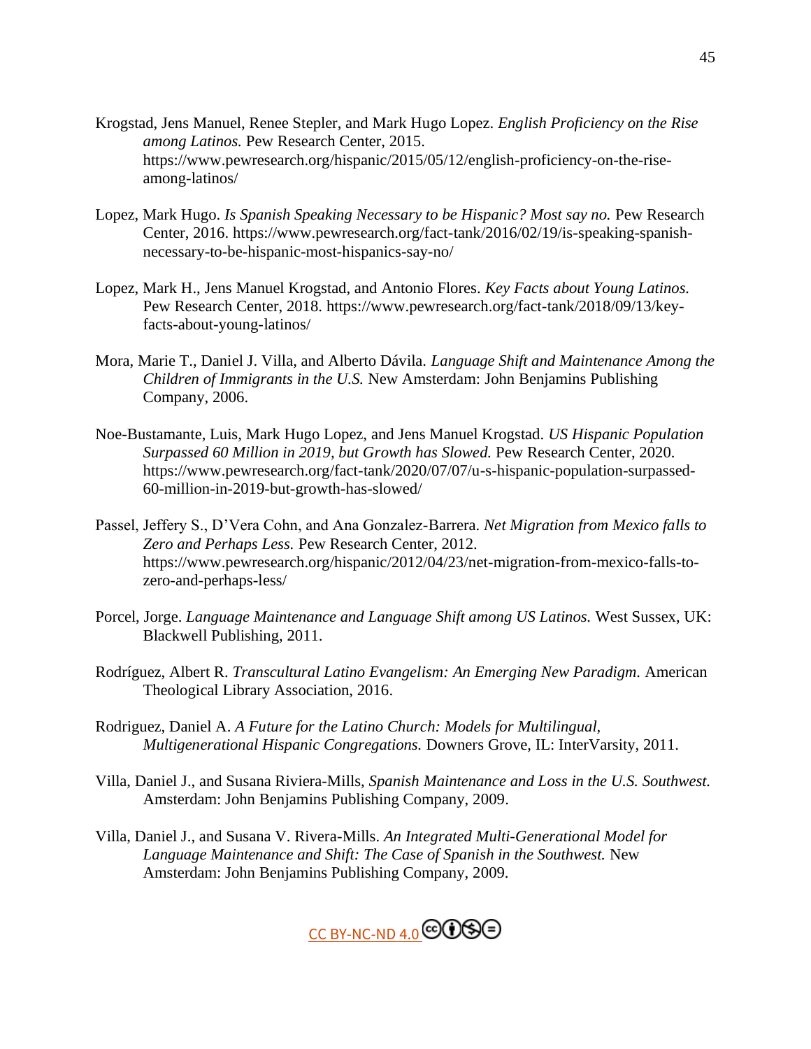Krogstad, Jens Manuel, Renee Stepler, and Mark Hugo Lopez. *English Proficiency on the Rise among Latinos.* Pew Research Center, 2015. https://www.pewresearch.org/hispanic/2015/05/12/english-proficiency-on-the-rise-among-latinos/

Lopez, Mark Hugo. *Is Spanish Speaking Necessary to be Hispanic? Most say no.* Pew Research Center, 2016. https://www.pewresearch.org/fact-tank/2016/02/19/is-speaking-spanish-necessary-to-be-hispanic-most-hispanics-say-no/

Lopez, Mark H., Jens Manuel Krogstad, and Antonio Flores. *Key Facts about Young Latinos.* Pew Research Center, 2018. https://www.pewresearch.org/fact-tank/2018/09/13/key-facts-about-young-latinos/

Mora, Marie T., Daniel J. Villa, and Alberto Dávila. *Language Shift and Maintenance Among the Children of Immigrants in the U.S.* New Amsterdam: John Benjamins Publishing Company, 2006.

Noe-Bustamante, Luis, Mark Hugo Lopez, and Jens Manuel Krogstad. *US Hispanic Population Surpassed 60 Million in 2019, but Growth has Slowed.* Pew Research Center, 2020. https://www.pewresearch.org/fact-tank/2020/07/07/u-s-hispanic-population-surpassed-60-million-in-2019-but-growth-has-slowed/

Passel, Jeffery S., D'Vera Cohn, and Ana Gonzalez-Barrera. *Net Migration from Mexico falls to Zero and Perhaps Less.* Pew Research Center, 2012. https://www.pewresearch.org/hispanic/2012/04/23/net-migration-from-mexico-falls-to-zero-and-perhaps-less/

Porcel, Jorge. *Language Maintenance and Language Shift among US Latinos.* West Sussex, UK: Blackwell Publishing, 2011.

Rodríguez, Albert R. *Transcultural Latino Evangelism: An Emerging New Paradigm.* American Theological Library Association, 2016.

Rodriguez, Daniel A. *A Future for the Latino Church: Models for Multilingual, Multigenerational Hispanic Congregations.* Downers Grove, IL: InterVarsity, 2011.

Villa, Daniel J., and Susana Riviera-Mills, *Spanish Maintenance and Loss in the U.S. Southwest.* Amsterdam: John Benjamins Publishing Company, 2009.

Villa, Daniel J., and Susana V. Rivera-Mills. *An Integrated Multi-Generational Model for Language Maintenance and Shift: The Case of Spanish in the Southwest.* New Amsterdam: John Benjamins Publishing Company, 2009.

CC BY-NC-ND 4.0